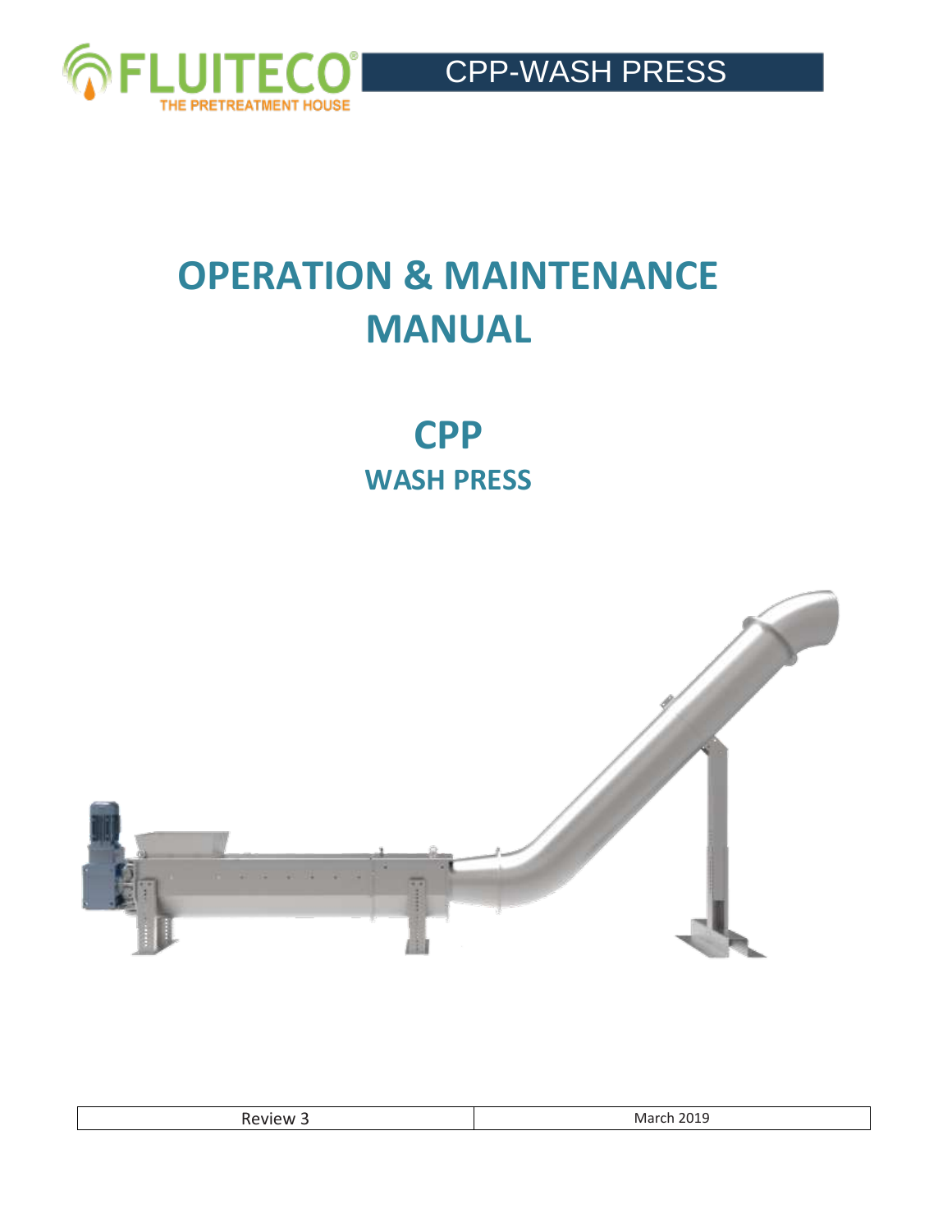# OPERATION & MAINTENANCE MANUAL

## CPP

### WASH PRESS

| Review 3 | March 2019 |
|---|---|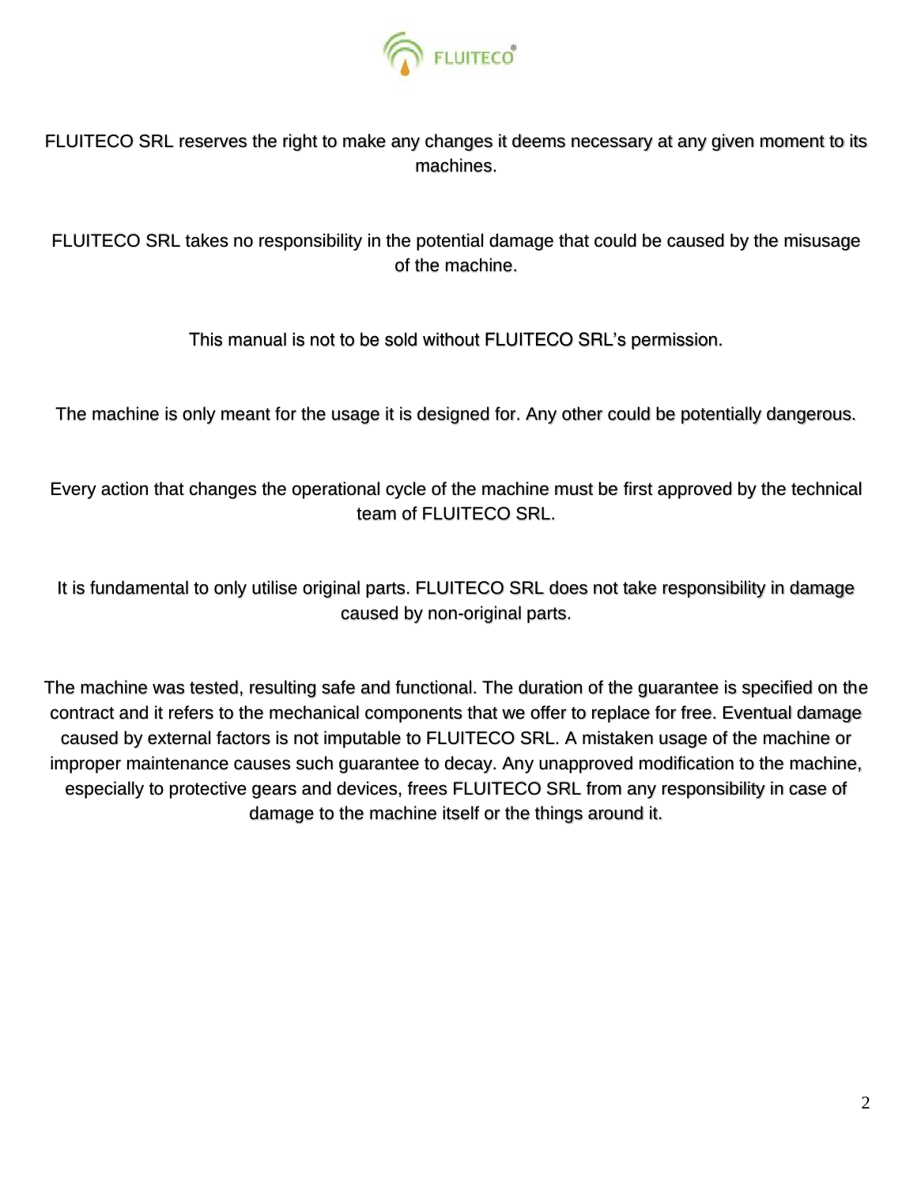FLUITECO SRL reserves the right to make any changes it deems necessary at any given moment to its machines.

FLUITECO SRL takes no responsibility in the potential damage that could be caused by the misusage of the machine.

This manual is not to be sold without FLUITECO SRL's permission.

The machine is only meant for the usage it is designed for. Any other could be potentially dangerous.

Every action that changes the operational cycle of the machine must be first approved by the technical team of FLUITECO SRL.

It is fundamental to only utilise original parts. FLUITECO SRL does not take responsibility in damage caused by non-original parts.

The machine was tested, resulting safe and functional. The duration of the guarantee is specified on the contract and it refers to the mechanical components that we offer to replace for free. Eventual damage caused by external factors is not imputable to FLUITECO SRL. A mistaken usage of the machine or improper maintenance causes such guarantee to decay. Any unapproved modification to the machine, especially to protective gears and devices, frees FLUITECO SRL from any responsibility in case of damage to the machine itself or the things around it.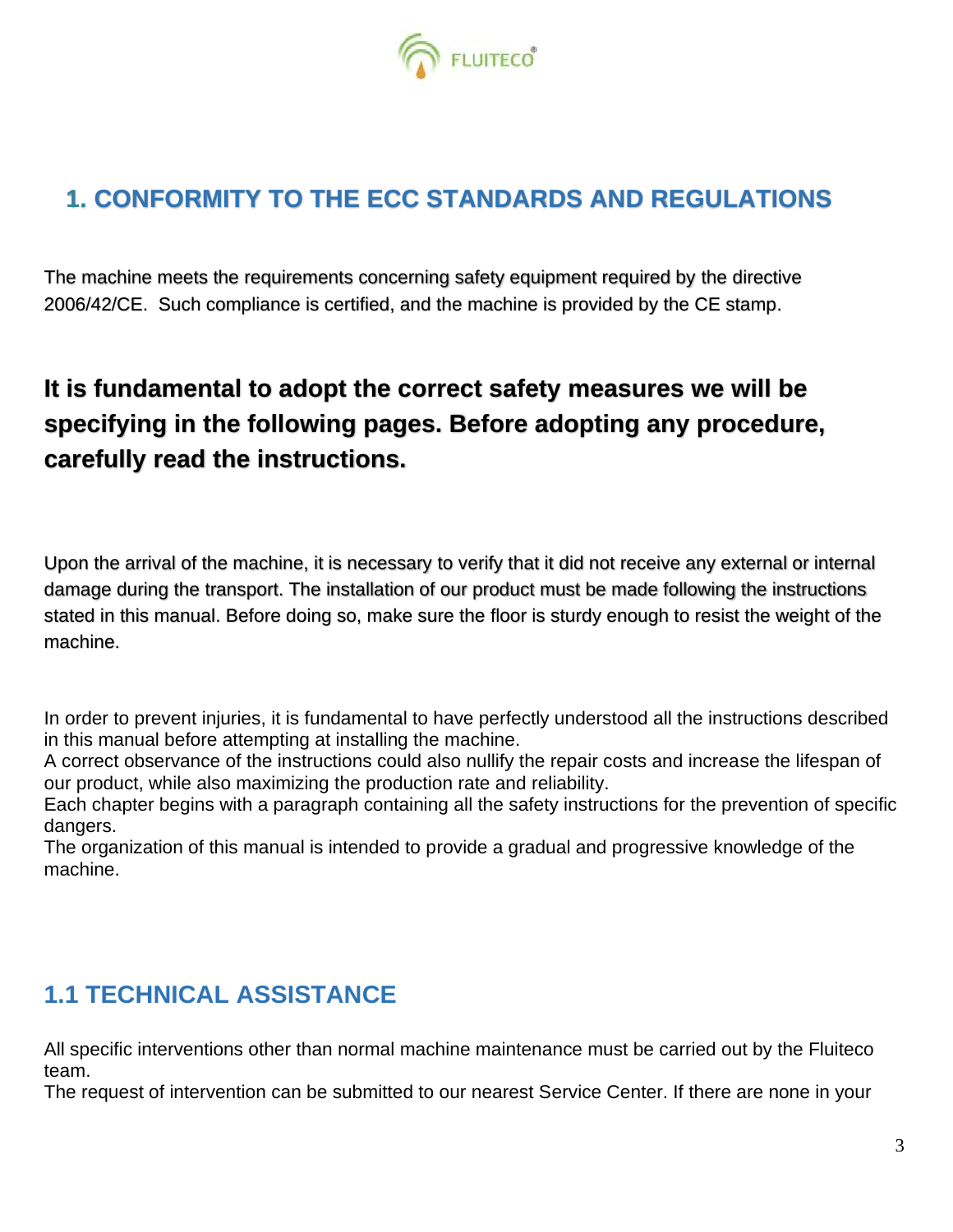# 1. CONFORMITY TO THE ECC STANDARDS AND REGULATIONS

The machine meets the requirements concerning safety equipment required by the directive 2006/42/CE. Such compliance is certified, and the machine is provided by the CE stamp.

**It is fundamental to adopt the correct safety measures we will be specifying in the following pages. Before adopting any procedure, carefully read the instructions.**

Upon the arrival of the machine, it is necessary to verify that it did not receive any external or internal damage during the transport. The installation of our product must be made following the instructions stated in this manual. Before doing so, make sure the floor is sturdy enough to resist the weight of the machine.

In order to prevent injuries, it is fundamental to have perfectly understood all the instructions described in this manual before attempting at installing the machine.
A correct observance of the instructions could also nullify the repair costs and increase the lifespan of our product, while also maximizing the production rate and reliability.
Each chapter begins with a paragraph containing all the safety instructions for the prevention of specific dangers.
The organization of this manual is intended to provide a gradual and progressive knowledge of the machine.

## 1.1 TECHNICAL ASSISTANCE

All specific interventions other than normal machine maintenance must be carried out by the Fluiteco team.
The request of intervention can be submitted to our nearest Service Center. If there are none in your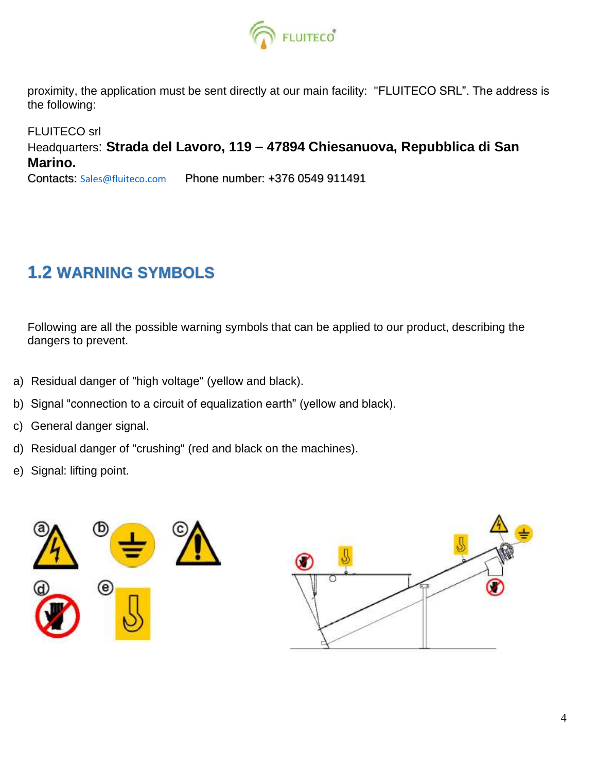proximity, the application must be sent directly at our main facility: "FLUITECO SRL". The address is the following:

FLUITECO srl
Headquarters: **Strada del Lavoro, 119 – 47894 Chiesanuova, Repubblica di San Marino.**
Contacts: Sales@fluiteco.com Phone number: +376 0549 911491

## 1.2 WARNING SYMBOLS

Following are all the possible warning symbols that can be applied to our product, describing the dangers to prevent.

a) Residual danger of "high voltage" (yellow and black).
b) Signal "connection to a circuit of equalization earth" (yellow and black).
c) General danger signal.
d) Residual danger of "crushing" (red and black on the machines).
e) Signal: lifting point.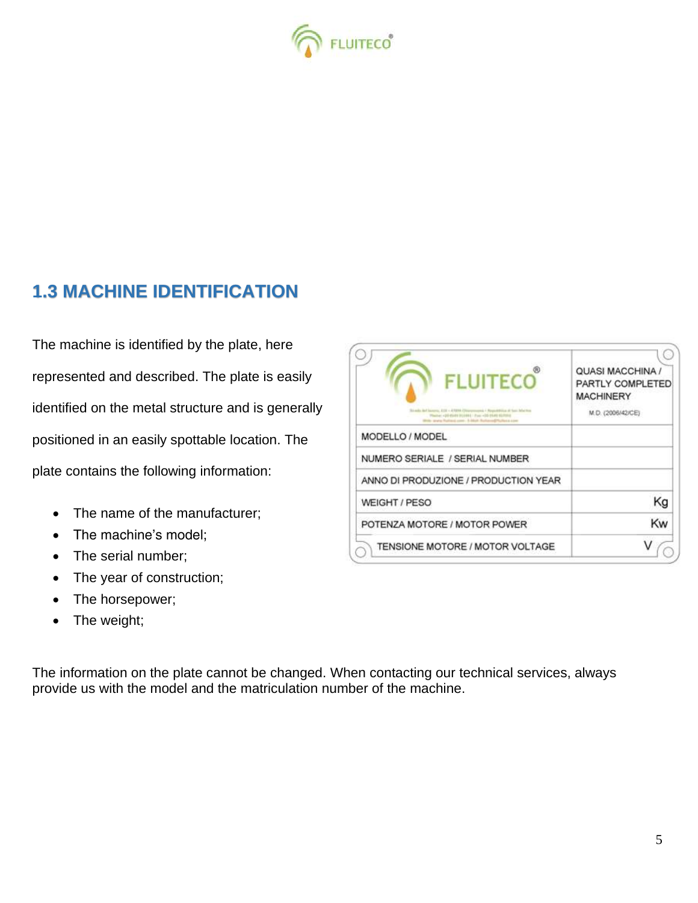## 1.3 MACHINE IDENTIFICATION

The machine is identified by the plate, here represented and described. The plate is easily identified on the metal structure and is generally positioned in an easily spottable location. The plate contains the following information:

| FLUITECO | QUASI MACCHINA / PARTLY COMPLETED MACHINERY M.D. (2006/42/CE) |
|---|---|
| MODELLO / MODEL | |
| NUMERO SERIALE / SERIAL NUMBER | |
| ANNO DI PRODUZIONE / PRODUCTION YEAR | |
| WEIGHT / PESO | Kg |
| POTENZA MOTORE / MOTOR POWER | Kw |
| TENSIONE MOTORE / MOTOR VOLTAGE | V |

- The name of the manufacturer;
- The machine's model;
- The serial number;
- The year of construction;
- The horsepower;
- The weight;

The information on the plate cannot be changed. When contacting our technical services, always provide us with the model and the matriculation number of the machine.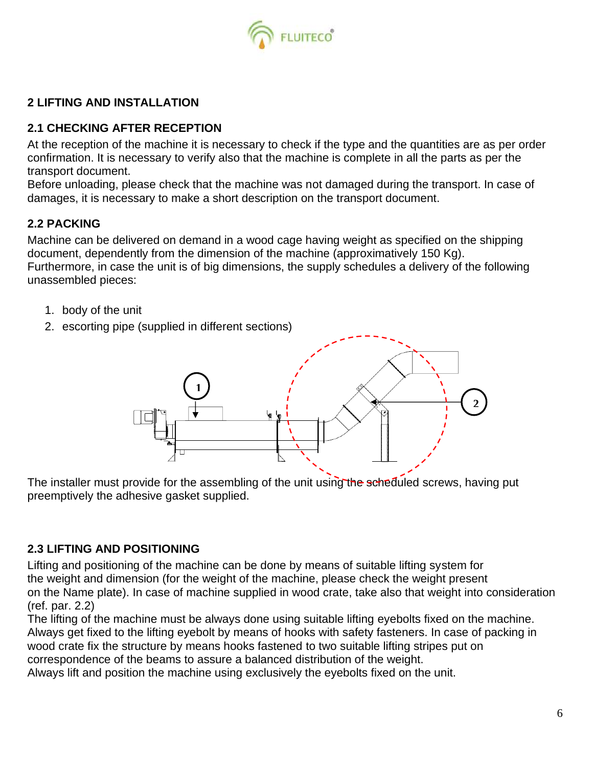## 2 LIFTING AND INSTALLATION

### 2.1 CHECKING AFTER RECEPTION

At the reception of the machine it is necessary to check if the type and the quantities are as per order confirmation. It is necessary to verify also that the machine is complete in all the parts as per the transport document.
Before unloading, please check that the machine was not damaged during the transport. In case of damages, it is necessary to make a short description on the transport document.

### 2.2 PACKING

Machine can be delivered on demand in a wood cage having weight as specified on the shipping document, dependently from the dimension of the machine (approximatively 150 Kg).
Furthermore, in case the unit is of big dimensions, the supply schedules a delivery of the following unassembled pieces:

1. body of the unit
2. escorting pipe (supplied in different sections)

The installer must provide for the assembling of the unit using the scheduled screws, having put preemptively the adhesive gasket supplied.

### 2.3 LIFTING AND POSITIONING

Lifting and positioning of the machine can be done by means of suitable lifting system for the weight and dimension (for the weight of the machine, please check the weight present on the Name plate). In case of machine supplied in wood crate, take also that weight into consideration (ref. par. 2.2)
The lifting of the machine must be always done using suitable lifting eyebolts fixed on the machine. Always get fixed to the lifting eyebolt by means of hooks with safety fasteners. In case of packing in wood crate fix the structure by means hooks fastened to two suitable lifting stripes put on correspondence of the beams to assure a balanced distribution of the weight.
Always lift and position the machine using exclusively the eyebolts fixed on the unit.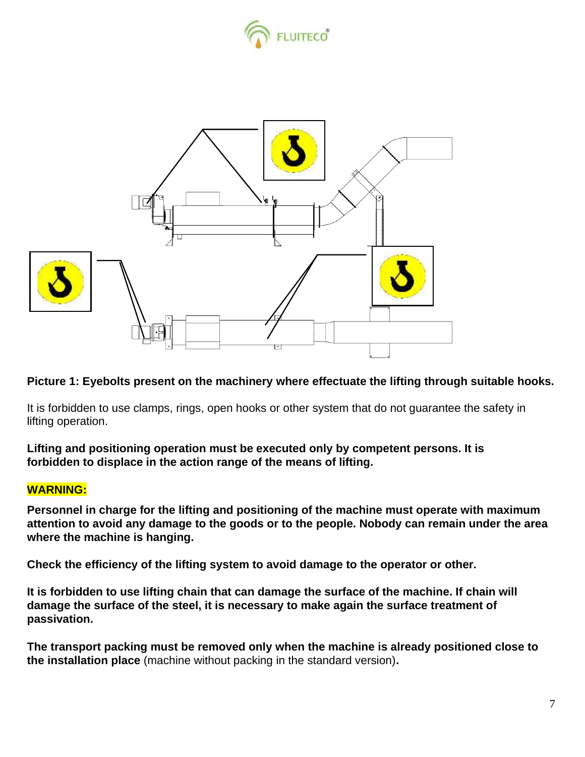**Picture 1: Eyebolts present on the machinery where effectuate the lifting through suitable hooks.**

It is forbidden to use clamps, rings, open hooks or other system that do not guarantee the safety in lifting operation.

**Lifting and positioning operation must be executed only by competent persons. It is forbidden to displace in the action range of the means of lifting.**

**WARNING:**

**Personnel in charge for the lifting and positioning of the machine must operate with maximum attention to avoid any damage to the goods or to the people. Nobody can remain under the area where the machine is hanging.**

**Check the efficiency of the lifting system to avoid damage to the operator or other.**

**It is forbidden to use lifting chain that can damage the surface of the machine. If chain will damage the surface of the steel, it is necessary to make again the surface treatment of passivation.**

**The transport packing must be removed only when the machine is already positioned close to the installation place** (machine without packing in the standard version)**.**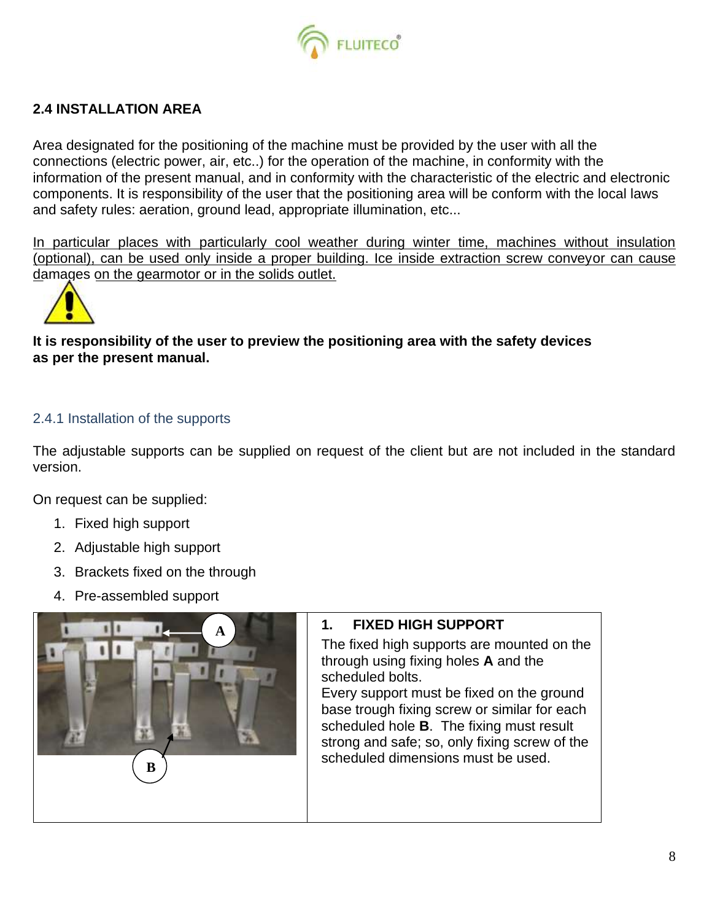## 2.4 INSTALLATION AREA

Area designated for the positioning of the machine must be provided by the user with all the connections (electric power, air, etc..) for the operation of the machine, in conformity with the information of the present manual, and in conformity with the characteristic of the electric and electronic components. It is responsibility of the user that the positioning area will be conform with the local laws and safety rules: aeration, ground lead, appropriate illumination, etc...

<u>In particular places with particularly cool weather during winter time, machines without insulation (optional), can be used only inside a proper building. Ice inside extraction screw conveyor can cause damages on the gearmotor or in the solids outlet.</u>

**It is responsibility of the user to preview the positioning area with the safety devices as per the present manual.**

### 2.4.1 Installation of the supports

The adjustable supports can be supplied on request of the client but are not included in the standard version.

On request can be supplied:

1. Fixed high support
2. Adjustable high support
3. Brackets fixed on the through
4. Pre-assembled support

| | |
|---|---|
| A<br>B | **1. FIXED HIGH SUPPORT**<br>The fixed high supports are mounted on the through using fixing holes **A** and the scheduled bolts.<br>Every support must be fixed on the ground base trough fixing screw or similar for each scheduled hole **B**. The fixing must result strong and safe; so, only fixing screw of the scheduled dimensions must be used. |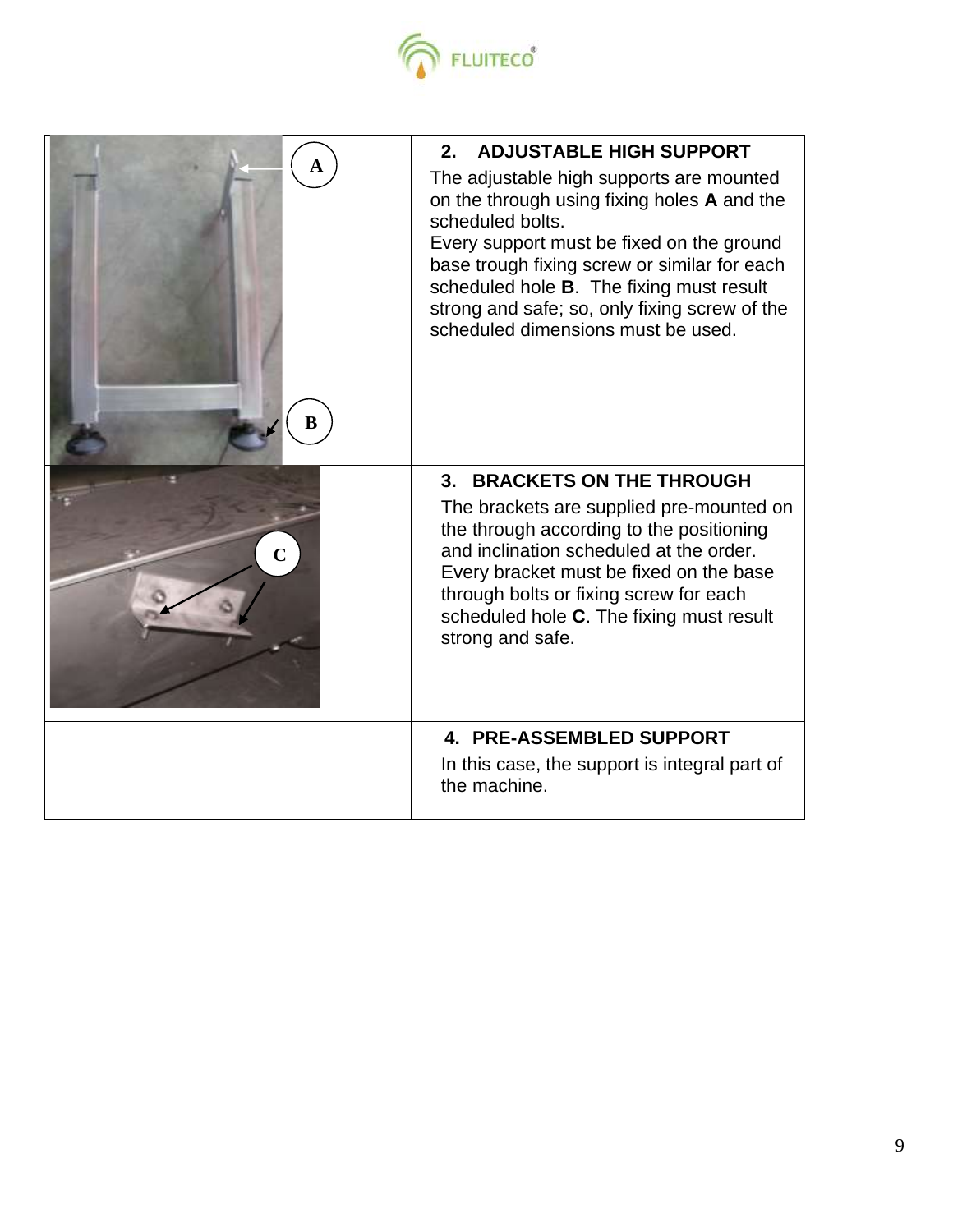| | |
|---|---|
| | **2. ADJUSTABLE HIGH SUPPORT**<br>The adjustable high supports are mounted on the through using fixing holes **A** and the scheduled bolts.<br>Every support must be fixed on the ground base trough fixing screw or similar for each scheduled hole **B**. The fixing must result strong and safe; so, only fixing screw of the scheduled dimensions must be used. |
| | **3. BRACKETS ON THE THROUGH**<br>The brackets are supplied pre-mounted on the through according to the positioning and inclination scheduled at the order. Every bracket must be fixed on the base through bolts or fixing screw for each scheduled hole **C**. The fixing must result strong and safe. |
| | **4. PRE-ASSEMBLED SUPPORT**<br>In this case, the support is integral part of the machine. |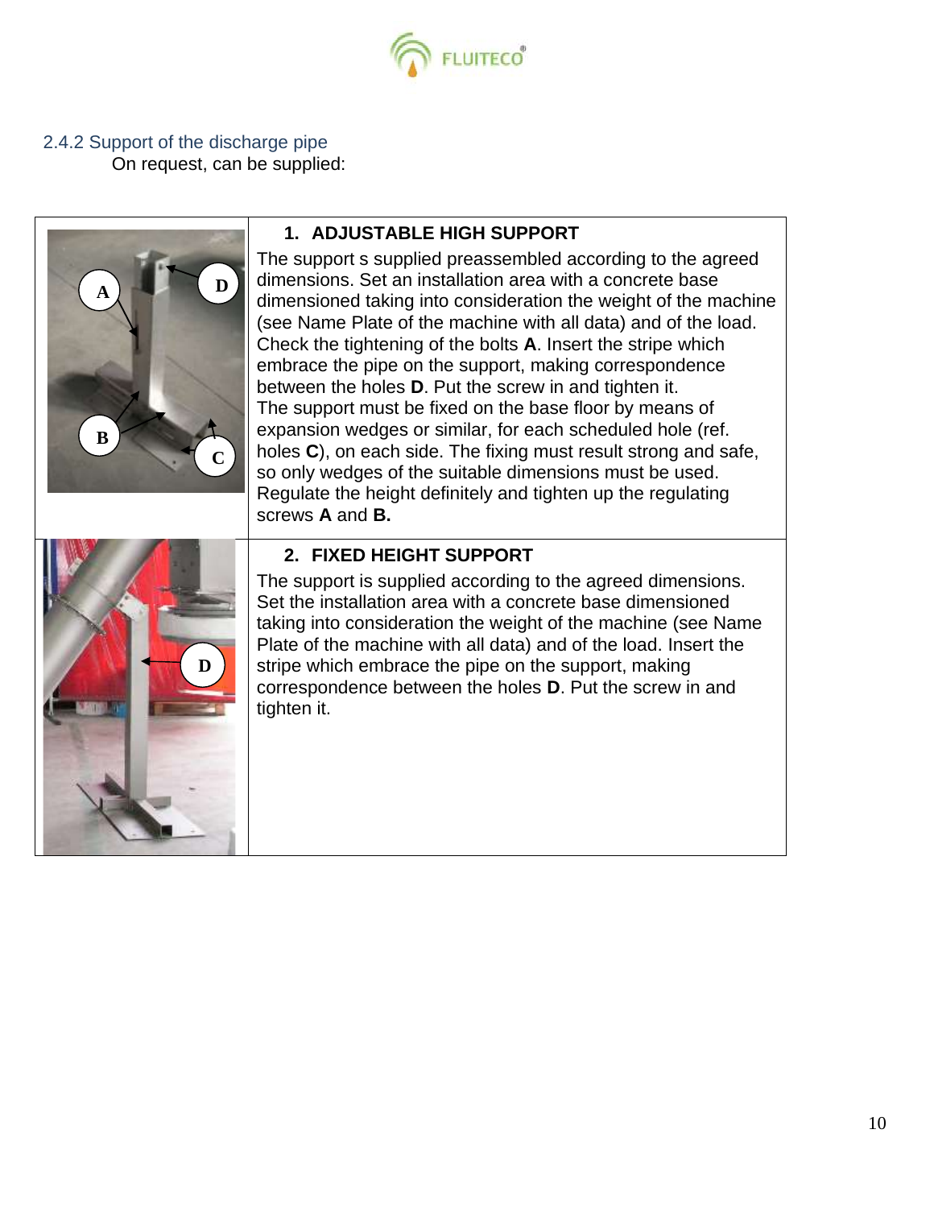### 2.4.2 Support of the discharge pipe

On request, can be supplied:

| | |
|---|---|
| | **1. ADJUSTABLE HIGH SUPPORT**<br>The support s supplied preassembled according to the agreed dimensions. Set an installation area with a concrete base dimensioned taking into consideration the weight of the machine (see Name Plate of the machine with all data) and of the load. Check the tightening of the bolts **A**. Insert the stripe which embrace the pipe on the support, making correspondence between the holes **D**. Put the screw in and tighten it.<br>The support must be fixed on the base floor by means of expansion wedges or similar, for each scheduled hole (ref. holes **C**), on each side. The fixing must result strong and safe, so only wedges of the suitable dimensions must be used. Regulate the height definitely and tighten up the regulating screws **A** and **B.** |
| | **2. FIXED HEIGHT SUPPORT**<br>The support is supplied according to the agreed dimensions. Set the installation area with a concrete base dimensioned taking into consideration the weight of the machine (see Name Plate of the machine with all data) and of the load. Insert the stripe which embrace the pipe on the support, making correspondence between the holes **D**. Put the screw in and tighten it. |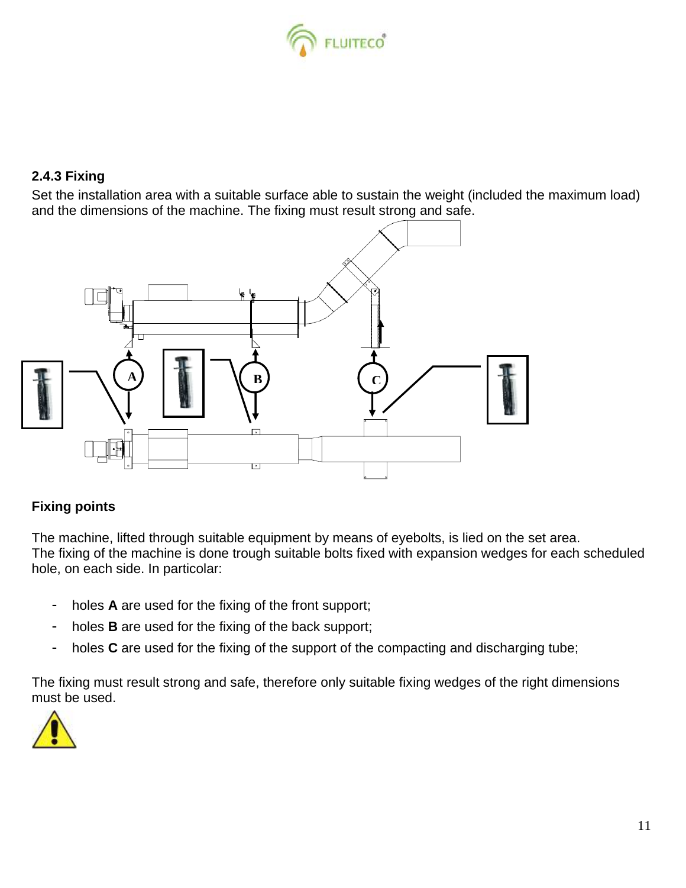### 2.4.3 Fixing

Set the installation area with a suitable surface able to sustain the weight (included the maximum load) and the dimensions of the machine. The fixing must result strong and safe.

**Fixing points**

The machine, lifted through suitable equipment by means of eyebolts, is lied on the set area.
The fixing of the machine is done trough suitable bolts fixed with expansion wedges for each scheduled hole, on each side. In particolar:

- holes **A** are used for the fixing of the front support;
- holes **B** are used for the fixing of the back support;
- holes **C** are used for the fixing of the support of the compacting and discharging tube;

The fixing must result strong and safe, therefore only suitable fixing wedges of the right dimensions must be used.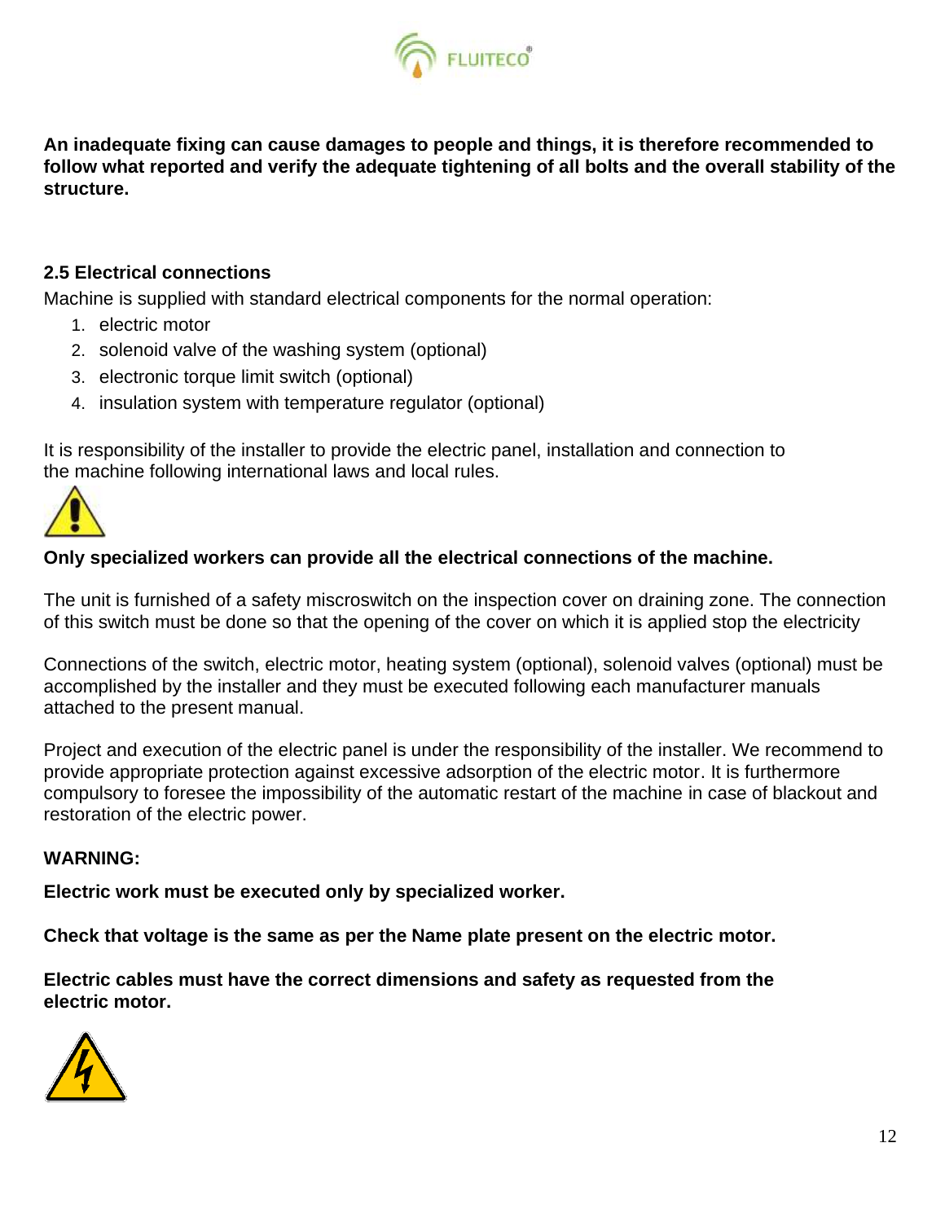**An inadequate fixing can cause damages to people and things, it is therefore recommended to follow what reported and verify the adequate tightening of all bolts and the overall stability of the structure.**

### 2.5 Electrical connections

Machine is supplied with standard electrical components for the normal operation:

1. electric motor
2. solenoid valve of the washing system (optional)
3. electronic torque limit switch (optional)
4. insulation system with temperature regulator (optional)

It is responsibility of the installer to provide the electric panel, installation and connection to the machine following international laws and local rules.

**Only specialized workers can provide all the electrical connections of the machine.**

The unit is furnished of a safety miscroswitch on the inspection cover on draining zone. The connection of this switch must be done so that the opening of the cover on which it is applied stop the electricity

Connections of the switch, electric motor, heating system (optional), solenoid valves (optional) must be accomplished by the installer and they must be executed following each manufacturer manuals attached to the present manual.

Project and execution of the electric panel is under the responsibility of the installer. We recommend to provide appropriate protection against excessive adsorption of the electric motor. It is furthermore compulsory to foresee the impossibility of the automatic restart of the machine in case of blackout and restoration of the electric power.

**WARNING:**

**Electric work must be executed only by specialized worker.**

**Check that voltage is the same as per the Name plate present on the electric motor.**

**Electric cables must have the correct dimensions and safety as requested from the electric motor.**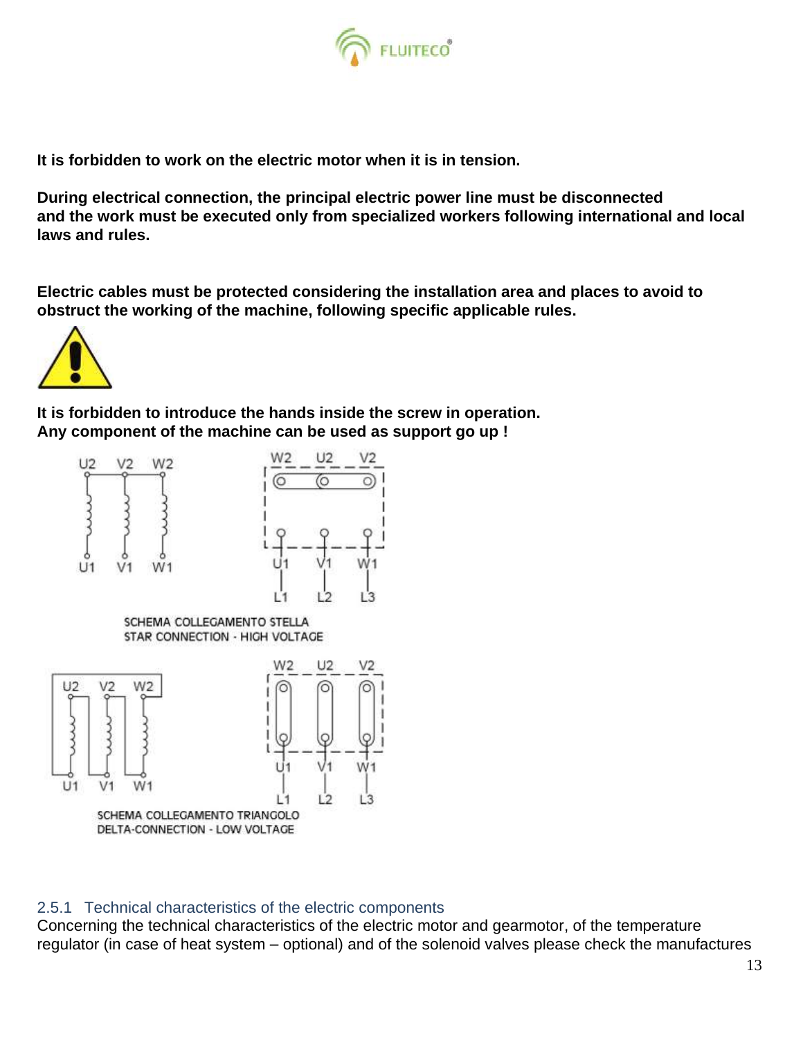**It is forbidden to work on the electric motor when it is in tension.**

**During electrical connection, the principal electric power line must be disconnected and the work must be executed only from specialized workers following international and local laws and rules.**

**Electric cables must be protected considering the installation area and places to avoid to obstruct the working of the machine, following specific applicable rules.**

**It is forbidden to introduce the hands inside the screw in operation.**
**Any component of the machine can be used as support go up !**

SCHEMA COLLEGAMENTO STELLA
STAR CONNECTION - HIGH VOLTAGE

SCHEMA COLLEGAMENTO TRIANGOLO
DELTA-CONNECTION - LOW VOLTAGE

### 2.5.1 Technical characteristics of the electric components

Concerning the technical characteristics of the electric motor and gearmotor, of the temperature regulator (in case of heat system – optional) and of the solenoid valves please check the manufactures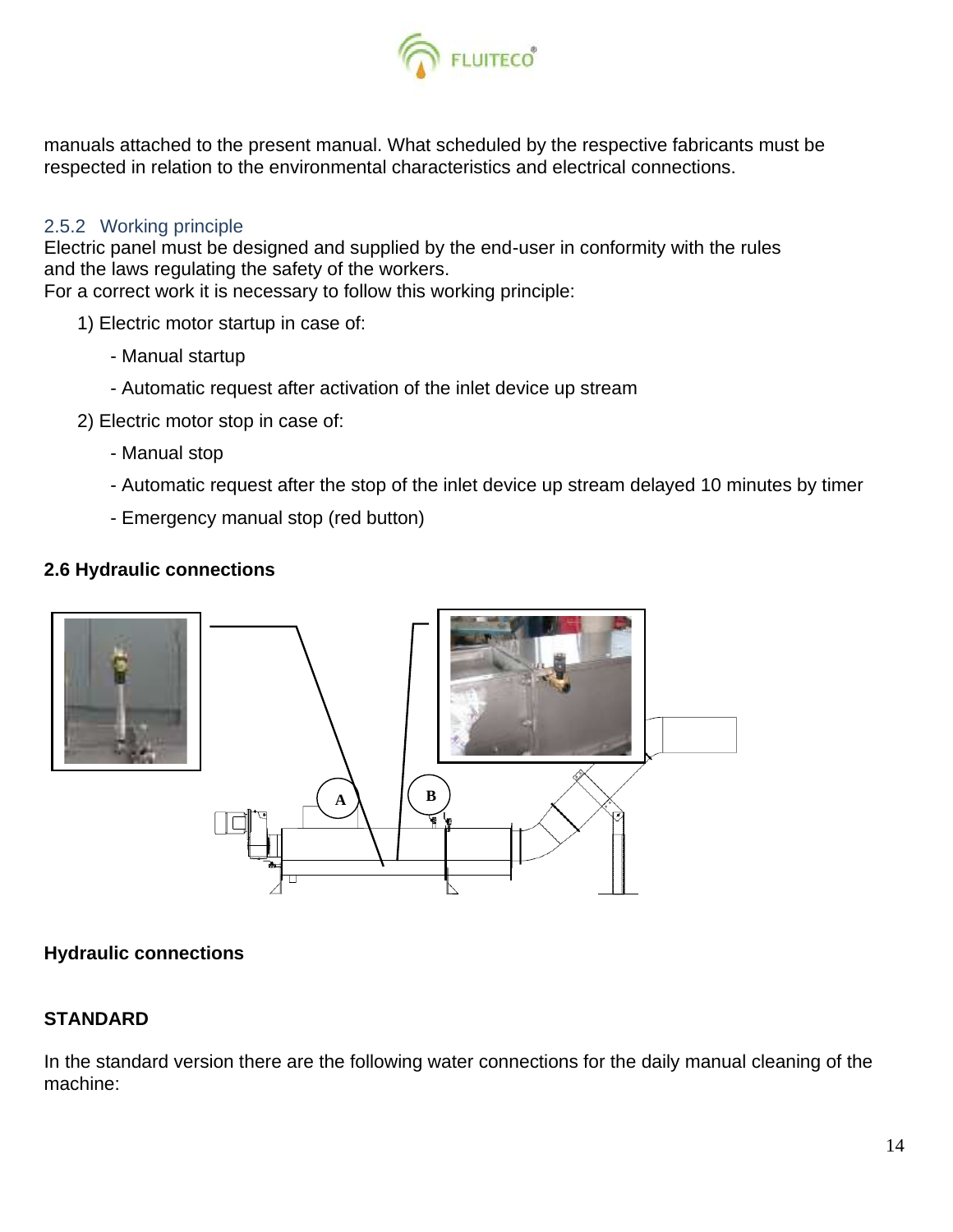manuals attached to the present manual. What scheduled by the respective fabricants must be respected in relation to the environmental characteristics and electrical connections.

### 2.5.2 Working principle

Electric panel must be designed and supplied by the end-user in conformity with the rules and the laws regulating the safety of the workers.
For a correct work it is necessary to follow this working principle:

1) Electric motor startup in case of:
   - Manual startup
   - Automatic request after activation of the inlet device up stream
2) Electric motor stop in case of:
   - Manual stop
   - Automatic request after the stop of the inlet device up stream delayed 10 minutes by timer
   - Emergency manual stop (red button)

## 2.6 Hydraulic connections

A B

**Hydraulic connections**

**STANDARD**

In the standard version there are the following water connections for the daily manual cleaning of the machine: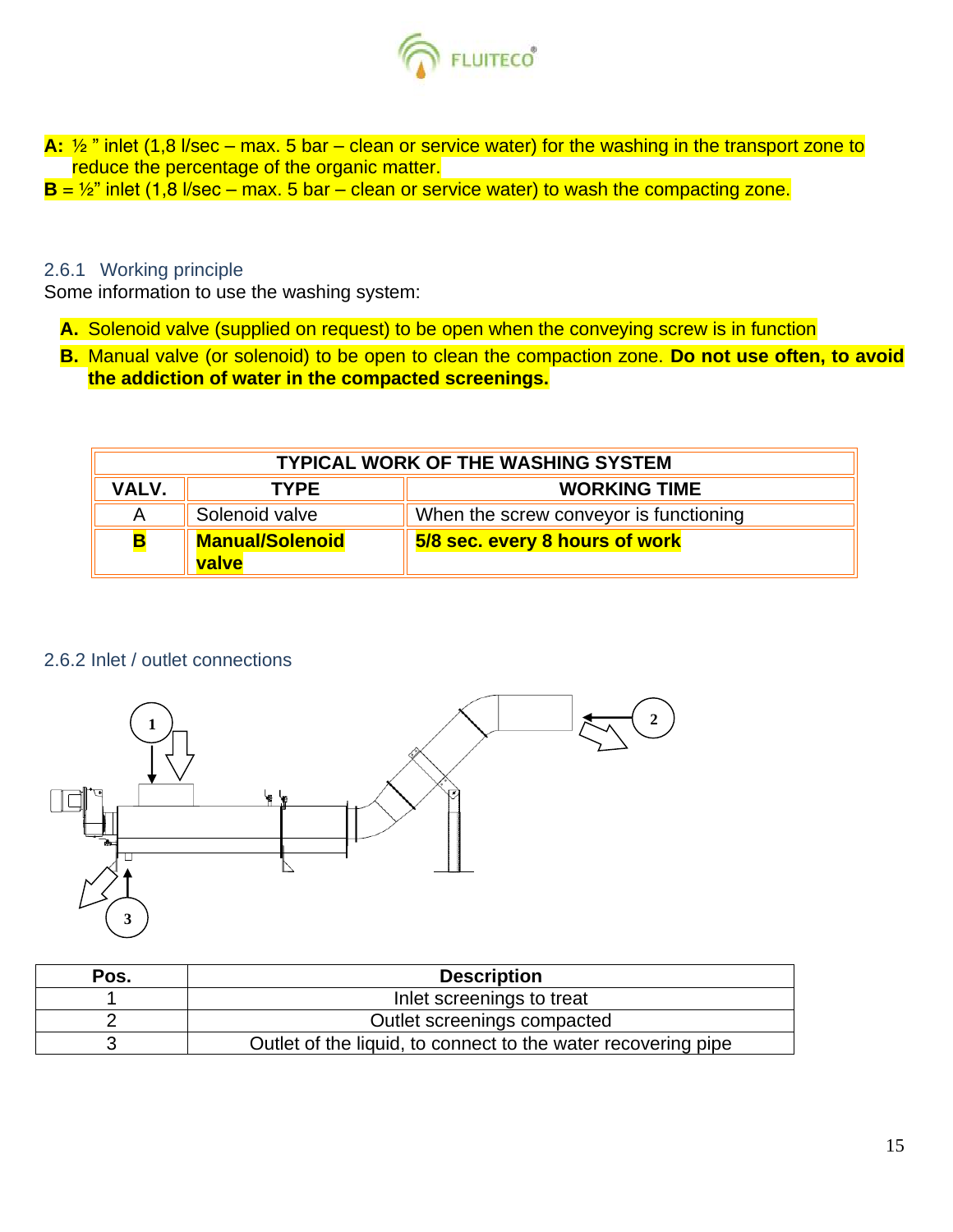**A:** ½ " inlet (1,8 l/sec – max. 5 bar – clean or service water) for the washing in the transport zone to reduce the percentage of the organic matter.
**B** = ½" inlet (1,8 l/sec – max. 5 bar – clean or service water) to wash the compacting zone.

### 2.6.1 Working principle

Some information to use the washing system:

**A.** Solenoid valve (supplied on request) to be open when the conveying screw is in function

**B.** Manual valve (or solenoid) to be open to clean the compaction zone. **Do not use often, to avoid the addiction of water in the compacted screenings.**

| TYPICAL WORK OF THE WASHING SYSTEM | | |
|---|---|---|
| **VALV.** | **TYPE** | **WORKING TIME** |
| A | Solenoid valve | When the screw conveyor is functioning |
| **B** | **Manual/Solenoid valve** | **5/8 sec. every 8 hours of work** |

### 2.6.2 Inlet / outlet connections

| Pos. | Description |
|---|---|
| 1 | Inlet screenings to treat |
| 2 | Outlet screenings compacted |
| 3 | Outlet of the liquid, to connect to the water recovering pipe |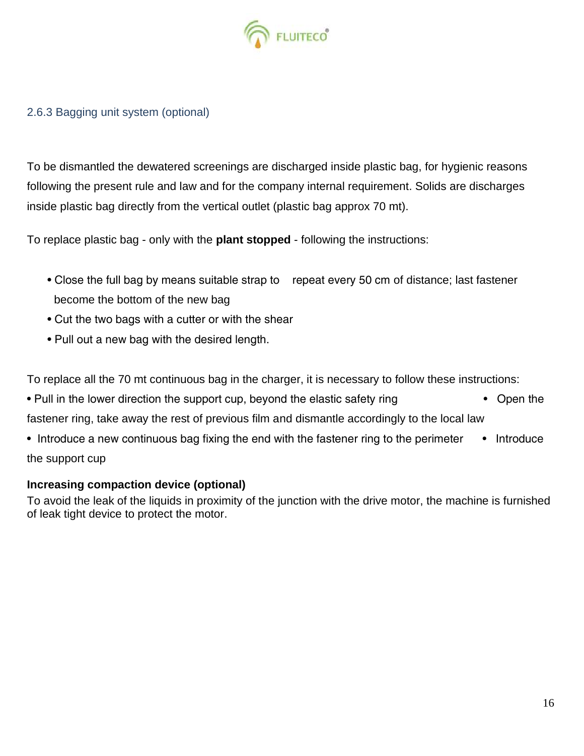### 2.6.3 Bagging unit system (optional)

To be dismantled the dewatered screenings are discharged inside plastic bag, for hygienic reasons following the present rule and law and for the company internal requirement. Solids are discharges inside plastic bag directly from the vertical outlet (plastic bag approx 70 mt).

To replace plastic bag - only with the **plant stopped** - following the instructions:

- Close the full bag by means suitable strap to repeat every 50 cm of distance; last fastener become the bottom of the new bag
- Cut the two bags with a cutter or with the shear
- Pull out a new bag with the desired length.

To replace all the 70 mt continuous bag in the charger, it is necessary to follow these instructions:

- Pull in the lower direction the support cup, beyond the elastic safety ring
- Open the fastener ring, take away the rest of previous film and dismantle accordingly to the local law
- Introduce a new continuous bag fixing the end with the fastener ring to the perimeter
- Introduce the support cup

**Increasing compaction device (optional)**

To avoid the leak of the liquids in proximity of the junction with the drive motor, the machine is furnished of leak tight device to protect the motor.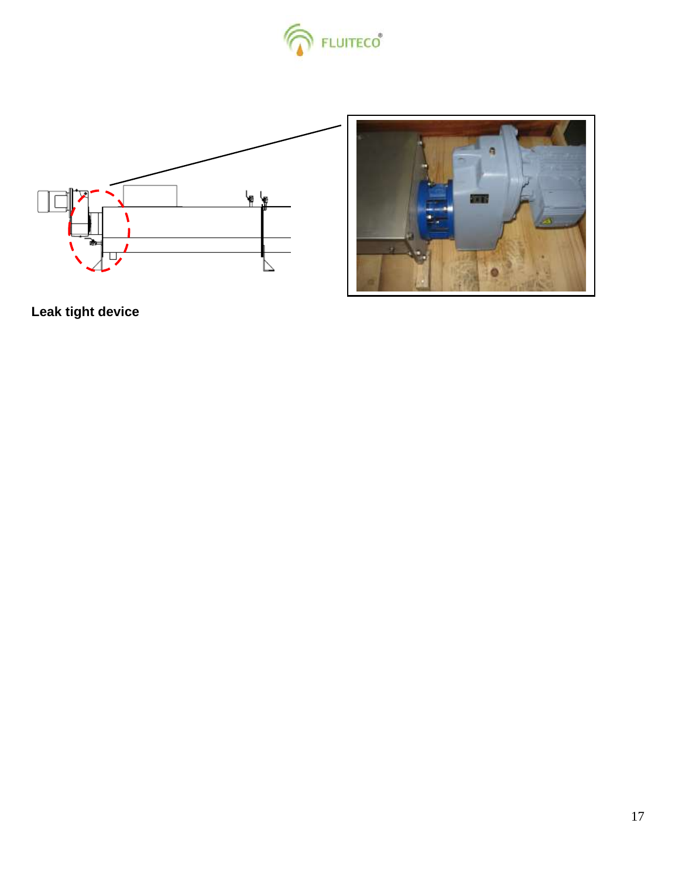**Leak tight device**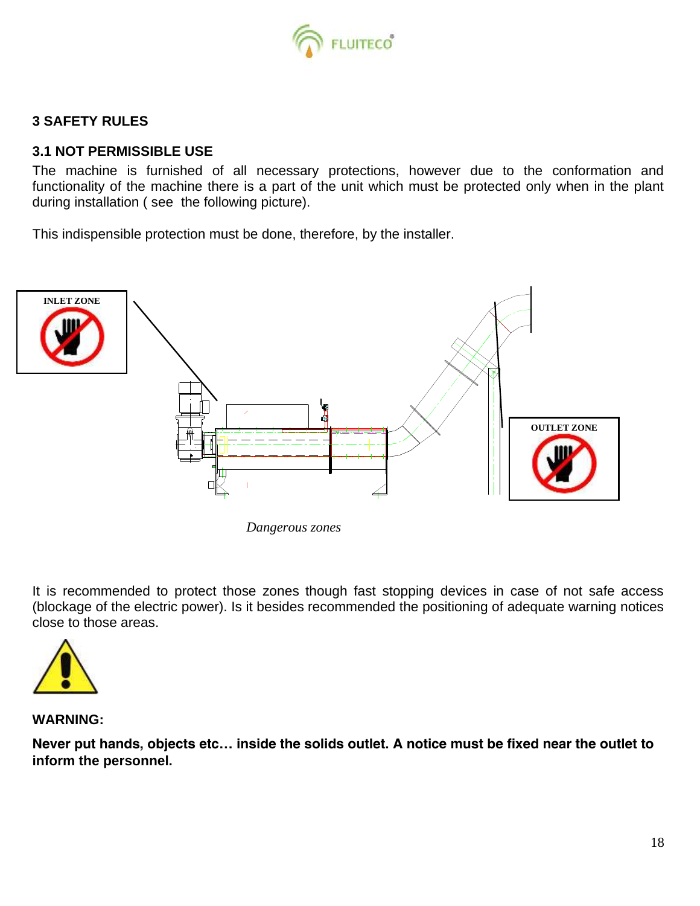## 3 SAFETY RULES

### 3.1 NOT PERMISSIBLE USE

The machine is furnished of all necessary protections, however due to the conformation and functionality of the machine there is a part of the unit which must be protected only when in the plant during installation ( see the following picture).

This indispensible protection must be done, therefore, by the installer.

INLET ZONE

OUTLET ZONE

*Dangerous zones*

It is recommended to protect those zones though fast stopping devices in case of not safe access (blockage of the electric power). Is it besides recommended the positioning of adequate warning notices close to those areas.

**WARNING:**

**Never put hands, objects etc… inside the solids outlet. A notice must be fixed near the outlet to inform the personnel.**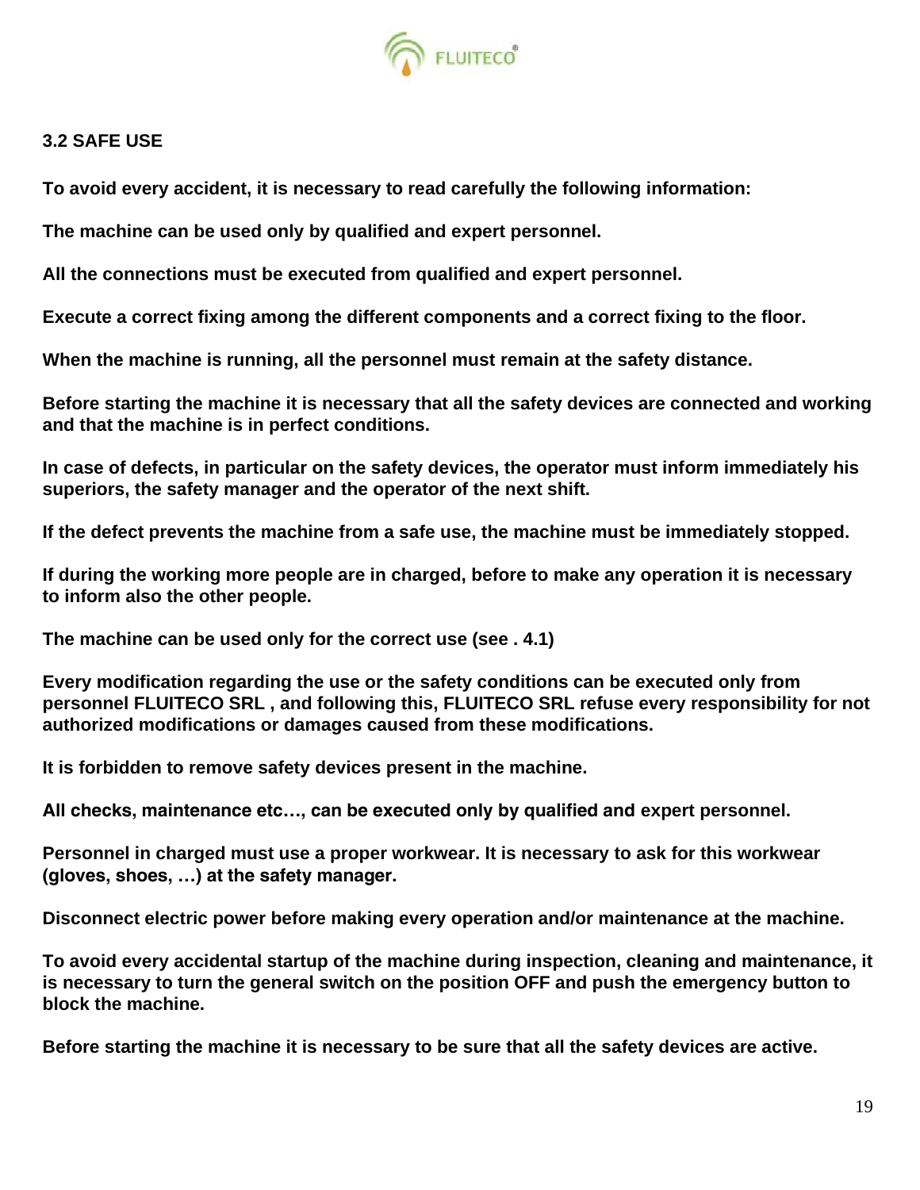### 3.2 SAFE USE

**To avoid every accident, it is necessary to read carefully the following information:**

**The machine can be used only by qualified and expert personnel.**

**All the connections must be executed from qualified and expert personnel.**

**Execute a correct fixing among the different components and a correct fixing to the floor.**

**When the machine is running, all the personnel must remain at the safety distance.**

**Before starting the machine it is necessary that all the safety devices are connected and working and that the machine is in perfect conditions.**

**In case of defects, in particular on the safety devices, the operator must inform immediately his superiors, the safety manager and the operator of the next shift.**

**If the defect prevents the machine from a safe use, the machine must be immediately stopped.**

**If during the working more people are in charged, before to make any operation it is necessary to inform also the other people.**

**The machine can be used only for the correct use (see . 4.1)**

**Every modification regarding the use or the safety conditions can be executed only from personnel FLUITECO SRL , and following this, FLUITECO SRL refuse every responsibility for not authorized modifications or damages caused from these modifications.**

**It is forbidden to remove safety devices present in the machine.**

**All checks, maintenance etc…, can be executed only by qualified and expert personnel.**

**Personnel in charged must use a proper workwear. It is necessary to ask for this workwear (gloves, shoes, …) at the safety manager.**

**Disconnect electric power before making every operation and/or maintenance at the machine.**

**To avoid every accidental startup of the machine during inspection, cleaning and maintenance, it is necessary to turn the general switch on the position OFF and push the emergency button to block the machine.**

**Before starting the machine it is necessary to be sure that all the safety devices are active.**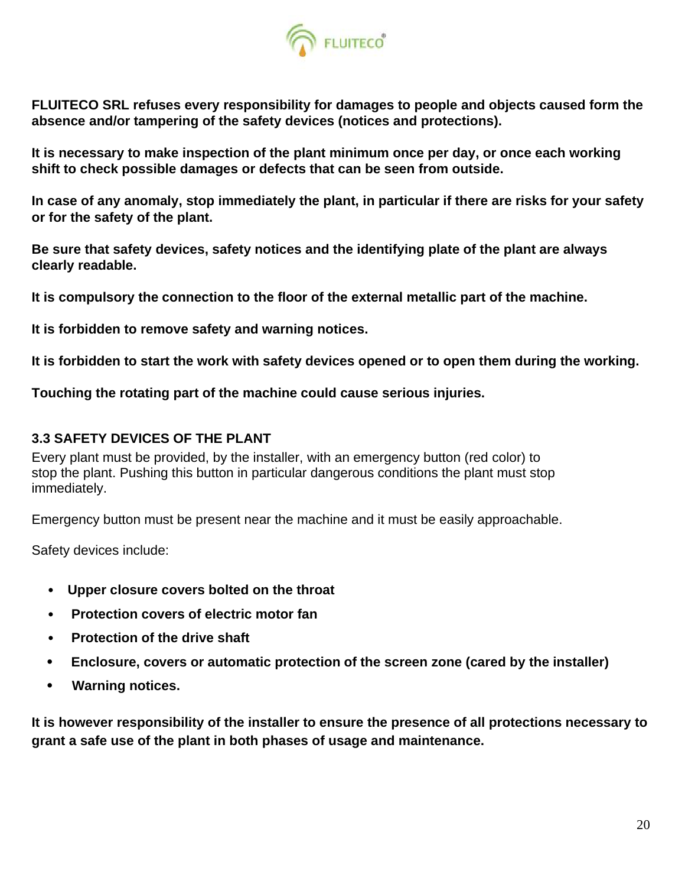**FLUITECO SRL refuses every responsibility for damages to people and objects caused form the absence and/or tampering of the safety devices (notices and protections).**

**It is necessary to make inspection of the plant minimum once per day, or once each working shift to check possible damages or defects that can be seen from outside.**

**In case of any anomaly, stop immediately the plant, in particular if there are risks for your safety or for the safety of the plant.**

**Be sure that safety devices, safety notices and the identifying plate of the plant are always clearly readable.**

**It is compulsory the connection to the floor of the external metallic part of the machine.**

**It is forbidden to remove safety and warning notices.**

**It is forbidden to start the work with safety devices opened or to open them during the working.**

**Touching the rotating part of the machine could cause serious injuries.**

### 3.3 SAFETY DEVICES OF THE PLANT

Every plant must be provided, by the installer, with an emergency button (red color) to stop the plant. Pushing this button in particular dangerous conditions the plant must stop immediately.

Emergency button must be present near the machine and it must be easily approachable.

Safety devices include:

- **Upper closure covers bolted on the throat**
- **Protection covers of electric motor fan**
- **Protection of the drive shaft**
- **Enclosure, covers or automatic protection of the screen zone (cared by the installer)**
- **Warning notices.**

**It is however responsibility of the installer to ensure the presence of all protections necessary to grant a safe use of the plant in both phases of usage and maintenance.**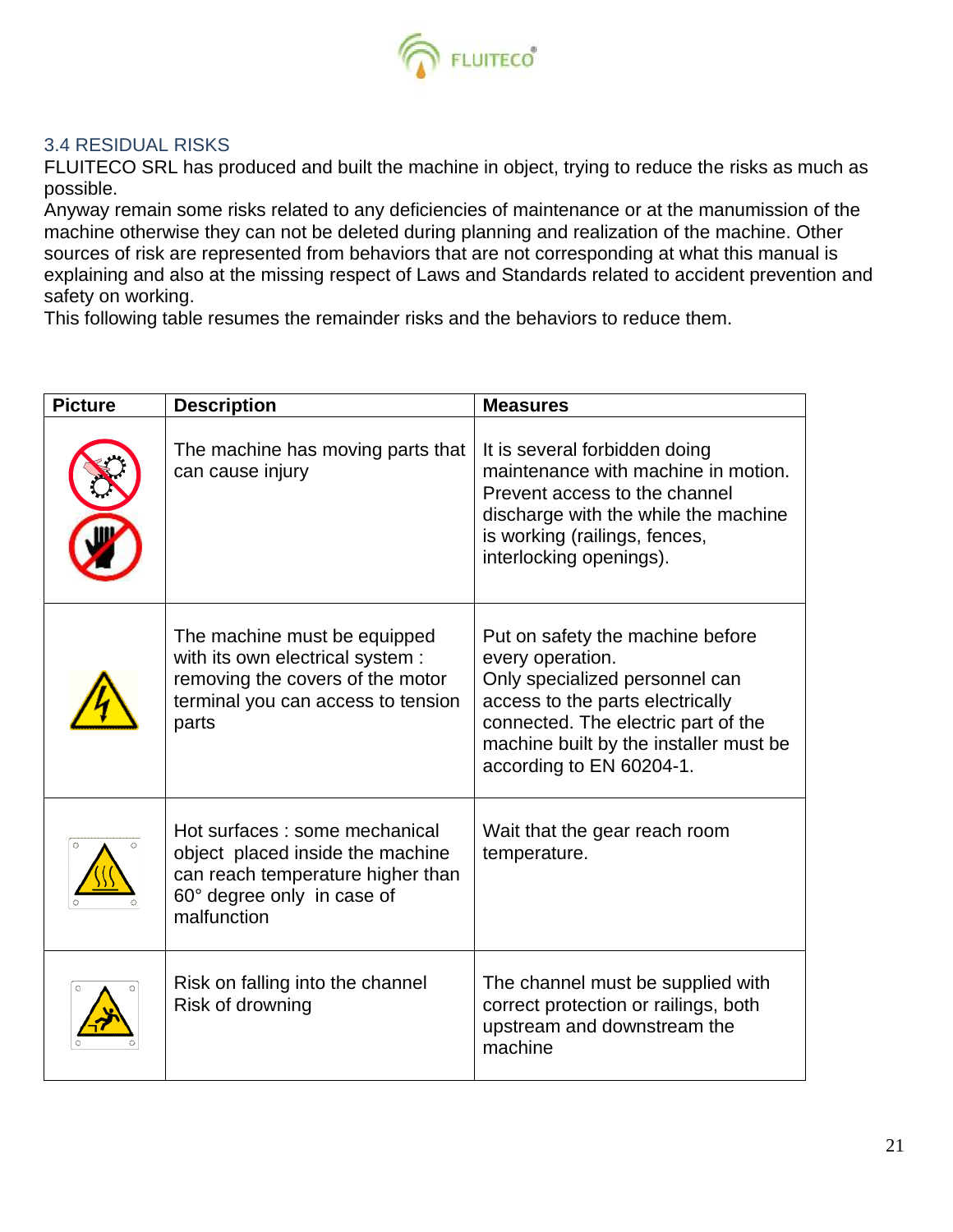### 3.4 RESIDUAL RISKS

FLUITECO SRL has produced and built the machine in object, trying to reduce the risks as much as possible.
Anyway remain some risks related to any deficiencies of maintenance or at the manumission of the machine otherwise they can not be deleted during planning and realization of the machine. Other sources of risk are represented from behaviors that are not corresponding at what this manual is explaining and also at the missing respect of Laws and Standards related to accident prevention and safety on working.
This following table resumes the remainder risks and the behaviors to reduce them.

| Picture | Description | Measures |
| --- | --- | --- |
| | The machine has moving parts that can cause injury | It is several forbidden doing maintenance with machine in motion. Prevent access to the channel discharge with the while the machine is working (railings, fences, interlocking openings). |
| | The machine must be equipped with its own electrical system : removing the covers of the motor terminal you can access to tension parts | Put on safety the machine before every operation. Only specialized personnel can access to the parts electrically connected. The electric part of the machine built by the installer must be according to EN 60204-1. |
| | Hot surfaces : some mechanical object placed inside the machine can reach temperature higher than 60° degree only in case of malfunction | Wait that the gear reach room temperature. |
| | Risk on falling into the channel<br>Risk of drowning | The channel must be supplied with correct protection or railings, both upstream and downstream the machine |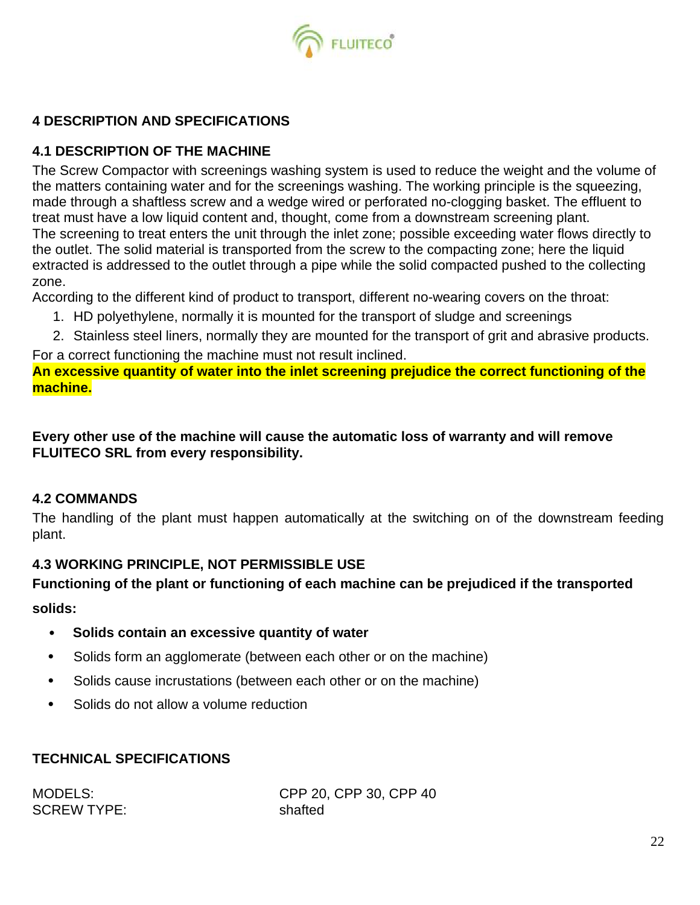## 4 DESCRIPTION AND SPECIFICATIONS

### 4.1 DESCRIPTION OF THE MACHINE

The Screw Compactor with screenings washing system is used to reduce the weight and the volume of the matters containing water and for the screenings washing. The working principle is the squeezing, made through a shaftless screw and a wedge wired or perforated no-clogging basket. The effluent to treat must have a low liquid content and, thought, come from a downstream screening plant.
The screening to treat enters the unit through the inlet zone; possible exceeding water flows directly to the outlet. The solid material is transported from the screw to the compacting zone; here the liquid extracted is addressed to the outlet through a pipe while the solid compacted pushed to the collecting zone.
According to the different kind of product to transport, different no-wearing covers on the throat:

1. HD polyethylene, normally it is mounted for the transport of sludge and screenings
2. Stainless steel liners, normally they are mounted for the transport of grit and abrasive products.

For a correct functioning the machine must not result inclined.
**An excessive quantity of water into the inlet screening prejudice the correct functioning of the machine.**

**Every other use of the machine will cause the automatic loss of warranty and will remove FLUITECO SRL from every responsibility.**

### 4.2 COMMANDS

The handling of the plant must happen automatically at the switching on of the downstream feeding plant.

### 4.3 WORKING PRINCIPLE, NOT PERMISSIBLE USE

**Functioning of the plant or functioning of each machine can be prejudiced if the transported solids:**

- **Solids contain an excessive quantity of water**
- Solids form an agglomerate (between each other or on the machine)
- Solids cause incrustations (between each other or on the machine)
- Solids do not allow a volume reduction

### TECHNICAL SPECIFICATIONS

| | |
|---|---|
| MODELS: | CPP 20, CPP 30, CPP 40 |
| SCREW TYPE: | shafted |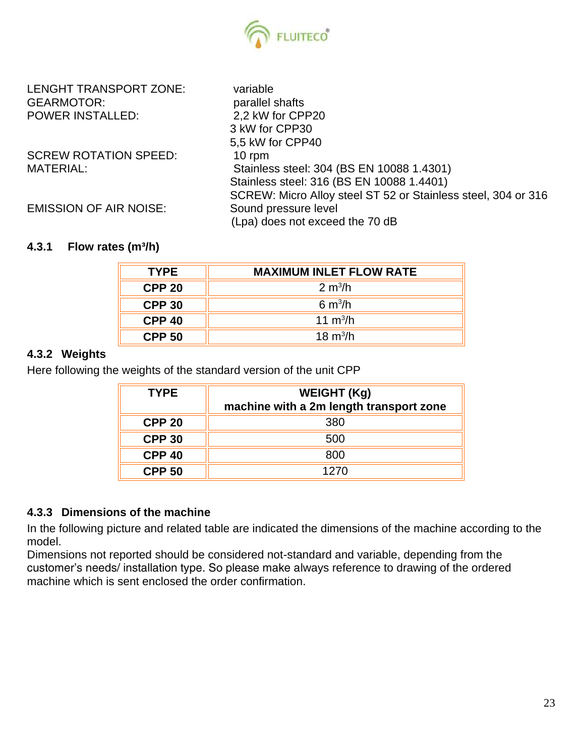| | |
|---|---|
| LENGHT TRANSPORT ZONE: | variable |
| GEARMOTOR: | parallel shafts |
| POWER INSTALLED: | 2,2 kW for CPP20<br>3 kW for CPP30<br>5,5 kW for CPP40 |
| SCREW ROTATION SPEED: | 10 rpm |
| MATERIAL: | Stainless steel: 304 (BS EN 10088 1.4301)<br>Stainless steel: 316 (BS EN 10088 1.4401)<br>SCREW: Micro Alloy steel ST 52 or Stainless steel, 304 or 316 |
| EMISSION OF AIR NOISE: | Sound pressure level<br>(Lpa) does not exceed the 70 dB |

### 4.3.1 Flow rates ($m^3/h$)

| TYPE | MAXIMUM INLET FLOW RATE |
|---|---|
| CPP 20 | 2 $m^3/h$ |
| CPP 30 | 6 $m^3/h$ |
| CPP 40 | 11 $m^3/h$ |
| CPP 50 | 18 $m^3/h$ |

### 4.3.2 Weights

Here following the weights of the standard version of the unit CPP

| TYPE | WEIGHT (Kg) machine with a 2m length transport zone |
|---|---|
| CPP 20 | 380 |
| CPP 30 | 500 |
| CPP 40 | 800 |
| CPP 50 | 1270 |

### 4.3.3 Dimensions of the machine

In the following picture and related table are indicated the dimensions of the machine according to the model.

Dimensions not reported should be considered not-standard and variable, depending from the customer's needs/ installation type. So please make always reference to drawing of the ordered machine which is sent enclosed the order confirmation.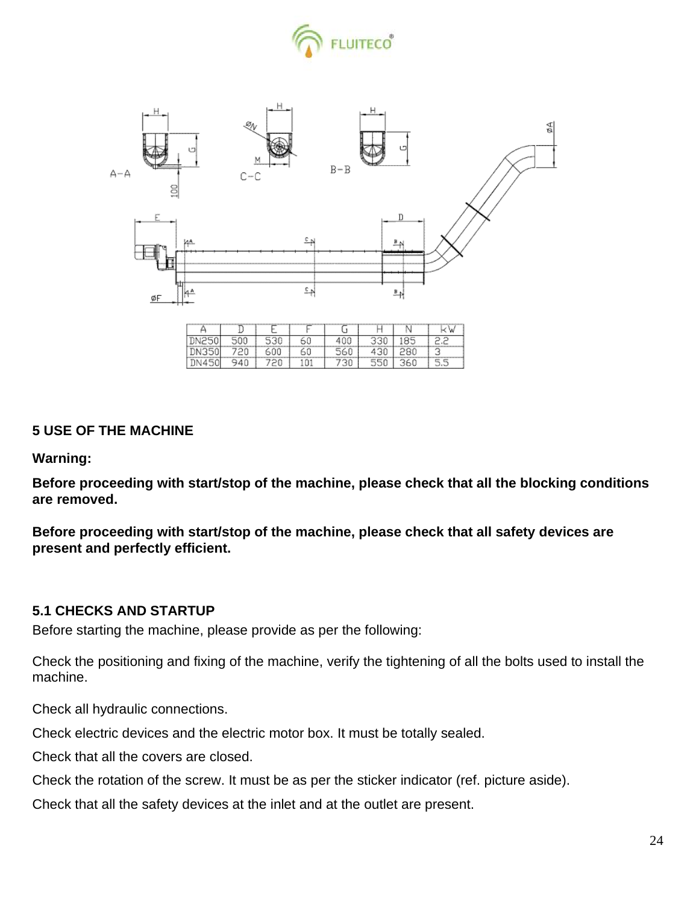| A | D | E | F | G | H | N | kW |
|---|---|---|---|---|---|---|---|
| DN250 | 500 | 530 | 60 | 400 | 330 | 185 | 2.2 |
| DN350 | 720 | 600 | 60 | 560 | 430 | 280 | 3 |
| DN450 | 940 | 720 | 101 | 730 | 550 | 360 | 5.5 |

## 5 USE OF THE MACHINE

**Warning:**

**Before proceeding with start/stop of the machine, please check that all the blocking conditions are removed.**

**Before proceeding with start/stop of the machine, please check that all safety devices are present and perfectly efficient.**

### 5.1 CHECKS AND STARTUP

Before starting the machine, please provide as per the following:

Check the positioning and fixing of the machine, verify the tightening of all the bolts used to install the machine.

Check all hydraulic connections.

Check electric devices and the electric motor box. It must be totally sealed.

Check that all the covers are closed.

Check the rotation of the screw. It must be as per the sticker indicator (ref. picture aside).

Check that all the safety devices at the inlet and at the outlet are present.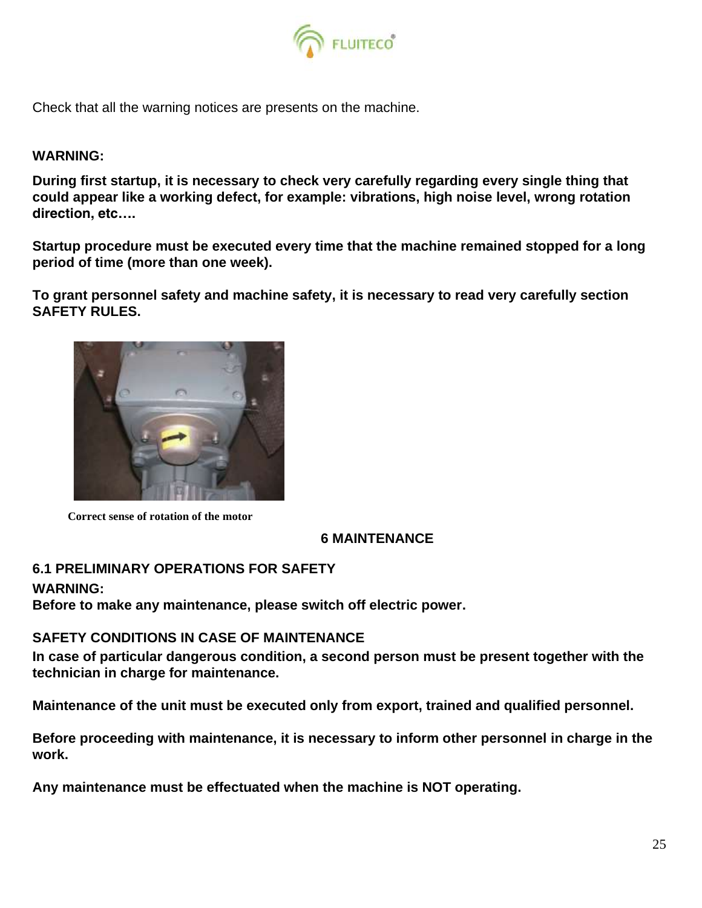Check that all the warning notices are presents on the machine.

**WARNING:**

**During first startup, it is necessary to check very carefully regarding every single thing that could appear like a working defect, for example: vibrations, high noise level, wrong rotation direction, etc….**

**Startup procedure must be executed every time that the machine remained stopped for a long period of time (more than one week).**

**To grant personnel safety and machine safety, it is necessary to read very carefully section SAFETY RULES.**

**Correct sense of rotation of the motor**

# 6 MAINTENANCE

## 6.1 PRELIMINARY OPERATIONS FOR SAFETY

**WARNING:**

**Before to make any maintenance, please switch off electric power.**

**SAFETY CONDITIONS IN CASE OF MAINTENANCE**

**In case of particular dangerous condition, a second person must be present together with the technician in charge for maintenance.**

**Maintenance of the unit must be executed only from export, trained and qualified personnel.**

**Before proceeding with maintenance, it is necessary to inform other personnel in charge in the work.**

**Any maintenance must be effectuated when the machine is NOT operating.**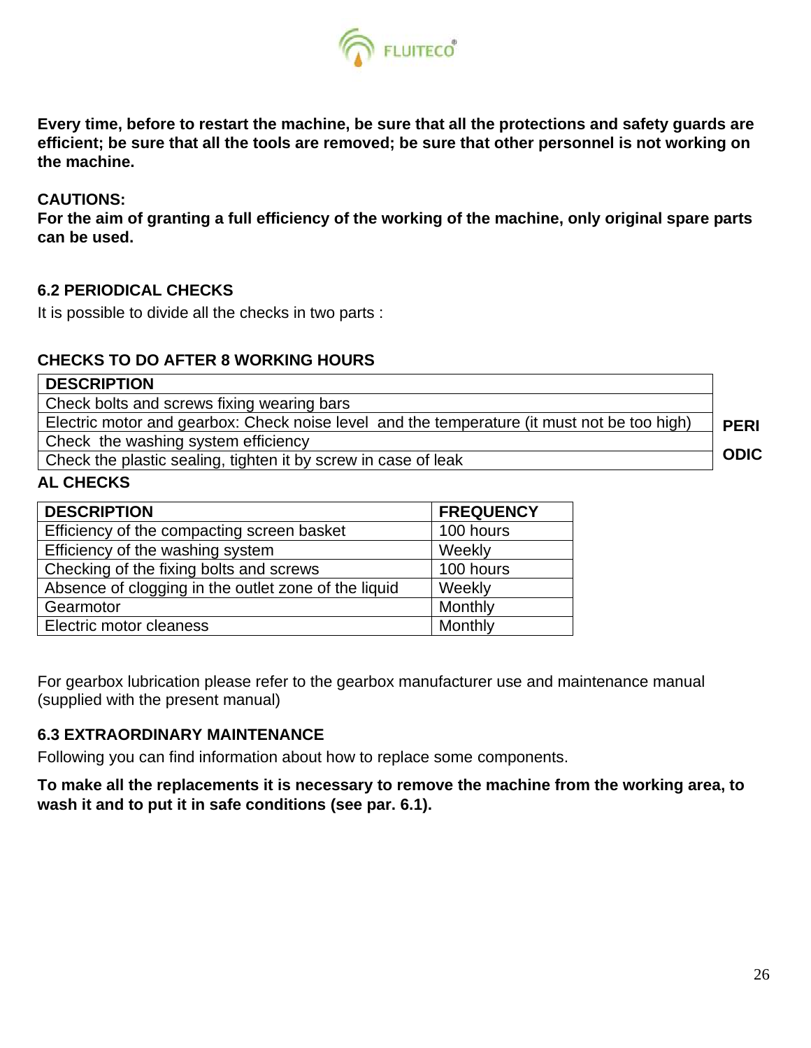**Every time, before to restart the machine, be sure that all the protections and safety guards are efficient; be sure that all the tools are removed; be sure that other personnel is not working on the machine.**

**CAUTIONS:**
**For the aim of granting a full efficiency of the working of the machine, only original spare parts can be used.**

### 6.2 PERIODICAL CHECKS

It is possible to divide all the checks in two parts :

**CHECKS TO DO AFTER 8 WORKING HOURS**

| DESCRIPTION |
| --- |
| Check bolts and screws fixing wearing bars |
| Electric motor and gearbox: Check noise level and the temperature (it must not be too high) |
| Check the washing system efficiency |
| Check the plastic sealing, tighten it by screw in case of leak |

**PERIODICAL CHECKS**

| DESCRIPTION | FREQUENCY |
| --- | --- |
| Efficiency of the compacting screen basket | 100 hours |
| Efficiency of the washing system | Weekly |
| Checking of the fixing bolts and screws | 100 hours |
| Absence of clogging in the outlet zone of the liquid | Weekly |
| Gearmotor | Monthly |
| Electric motor cleaness | Monthly |

For gearbox lubrication please refer to the gearbox manufacturer use and maintenance manual (supplied with the present manual)

### 6.3 EXTRAORDINARY MAINTENANCE

Following you can find information about how to replace some components.

**To make all the replacements it is necessary to remove the machine from the working area, to wash it and to put it in safe conditions (see par. 6.1).**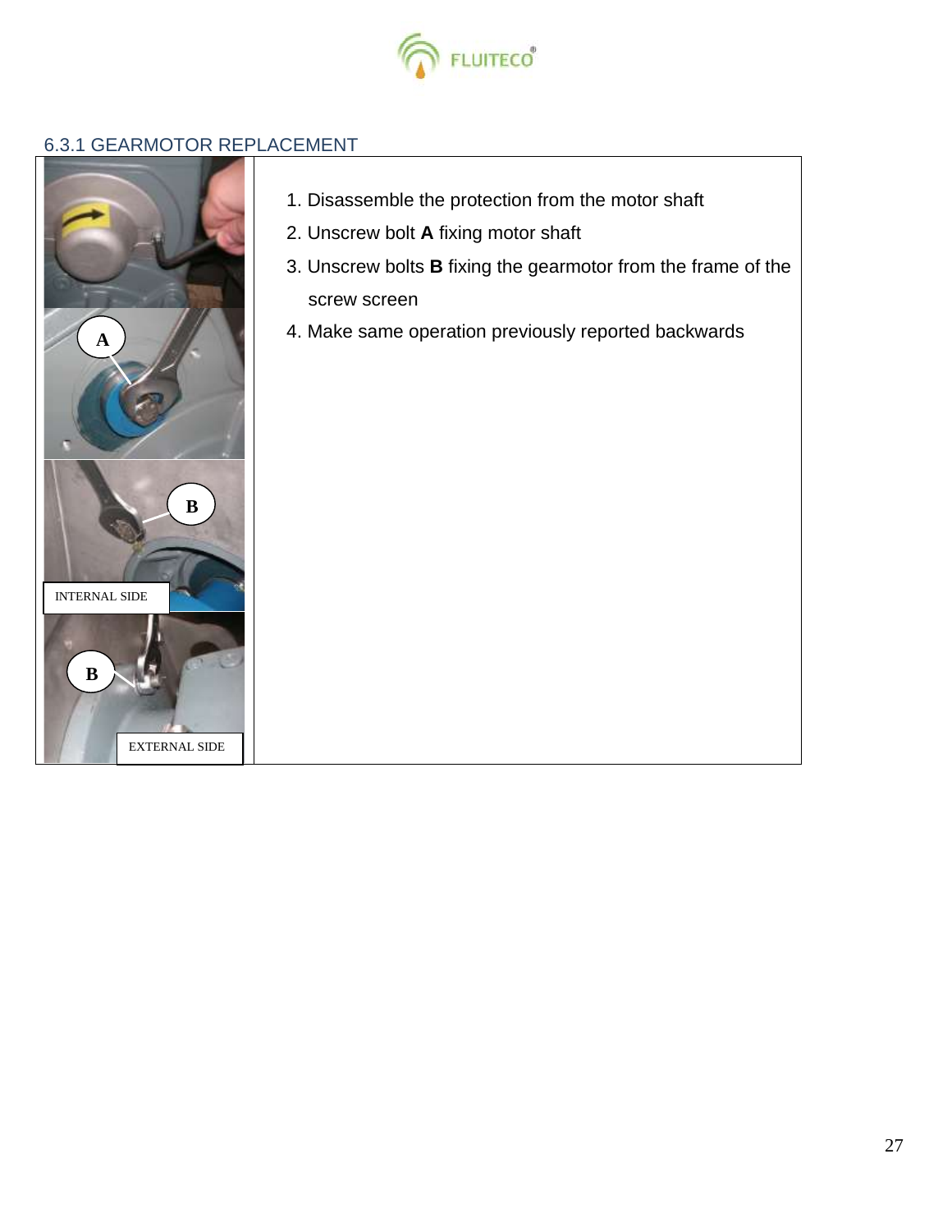### 6.3.1 GEARMOTOR REPLACEMENT

A

B

INTERNAL SIDE

B

EXTERNAL SIDE

1. Disassemble the protection from the motor shaft
2. Unscrew bolt **A** fixing motor shaft
3. Unscrew bolts **B** fixing the gearmotor from the frame of the screw screen
4. Make same operation previously reported backwards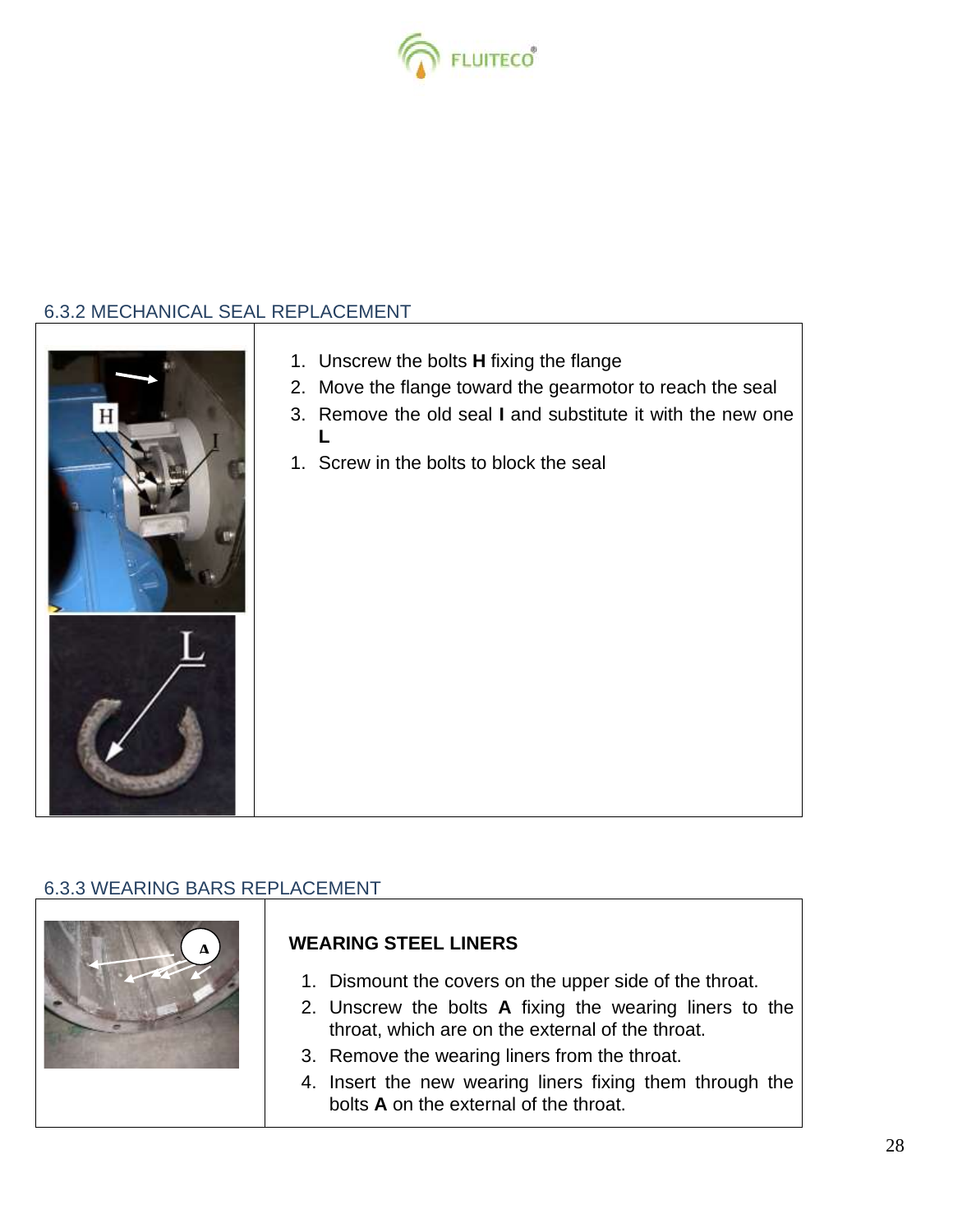### 6.3.2 MECHANICAL SEAL REPLACEMENT

1. Unscrew the bolts **H** fixing the flange
2. Move the flange toward the gearmotor to reach the seal
3. Remove the old seal **I** and substitute it with the new one **L**
1. Screw in the bolts to block the seal

### 6.3.3 WEARING BARS REPLACEMENT

**WEARING STEEL LINERS**

1. Dismount the covers on the upper side of the throat.
2. Unscrew the bolts **A** fixing the wearing liners to the throat, which are on the external of the throat.
3. Remove the wearing liners from the throat.
4. Insert the new wearing liners fixing them through the bolts **A** on the external of the throat.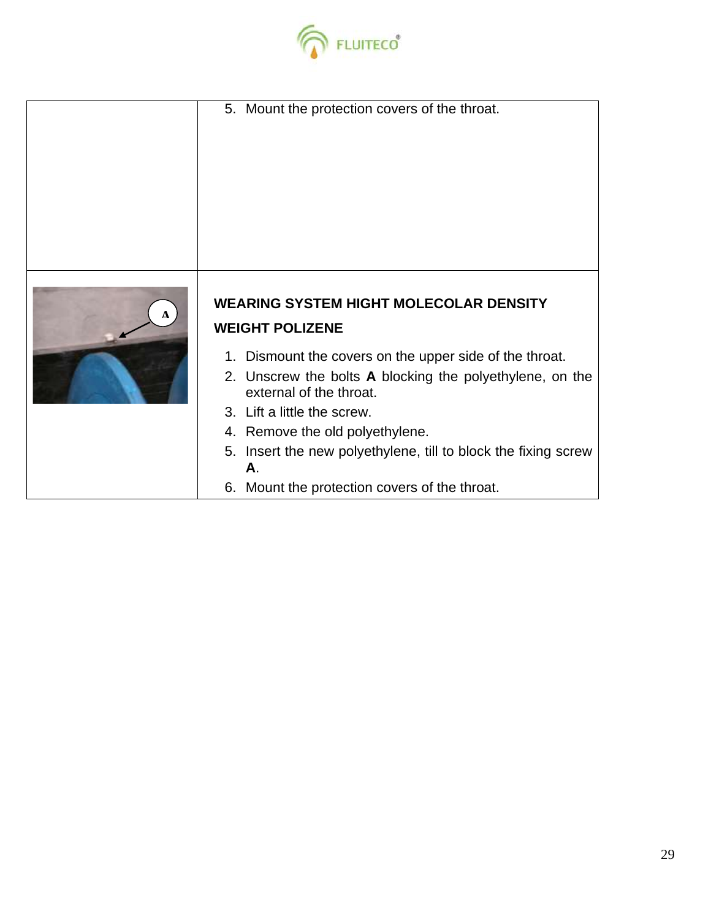| | |
|---|---|
| | 5. Mount the protection covers of the throat. |
| A | **WEARING SYSTEM HIGHT MOLECOLAR DENSITY WEIGHT POLIZENE**<br><br>1. Dismount the covers on the upper side of the throat.<br>2. Unscrew the bolts **A** blocking the polyethylene, on the external of the throat.<br>3. Lift a little the screw.<br>4. Remove the old polyethylene.<br>5. Insert the new polyethylene, till to block the fixing screw **A**.<br>6. Mount the protection covers of the throat. |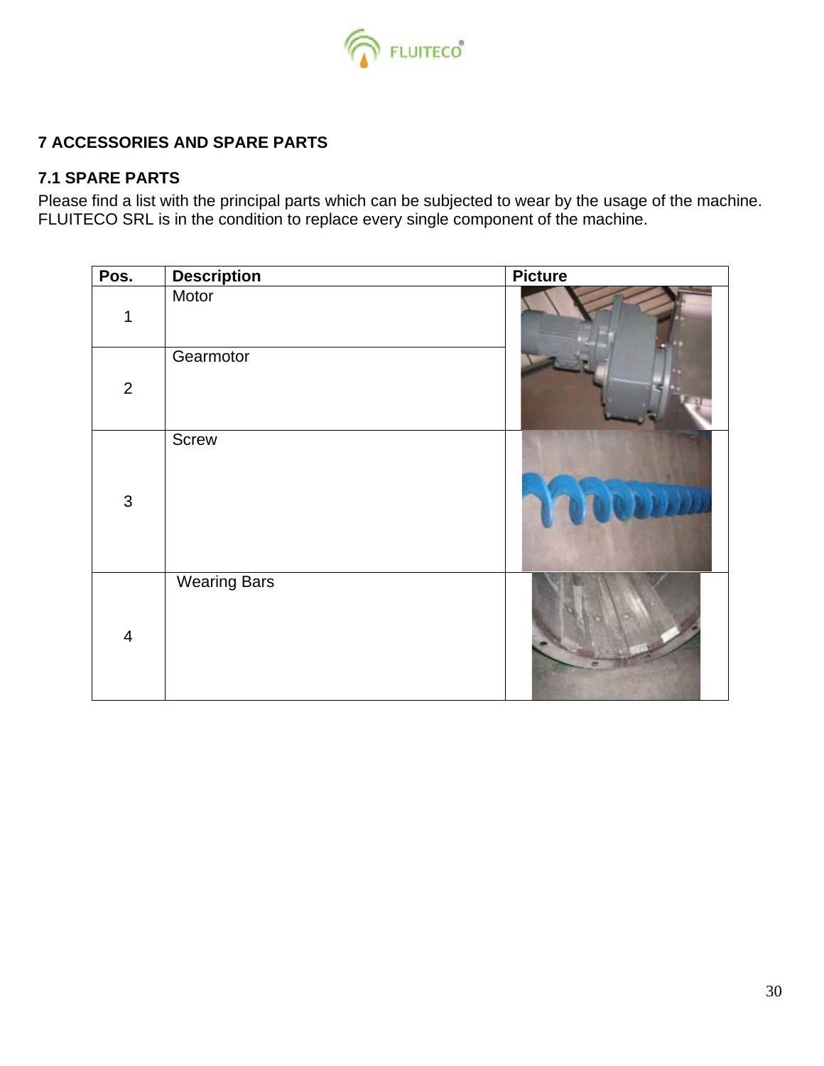## 7 ACCESSORIES AND SPARE PARTS

### 7.1 SPARE PARTS

Please find a list with the principal parts which can be subjected to wear by the usage of the machine. FLUITECO SRL is in the condition to replace every single component of the machine.

| Pos. | Description | Picture |
|---|---|---|
| 1 | Motor | |
| 2 | Gearmotor | |
| 3 | Screw | |
| 4 | Wearing Bars | |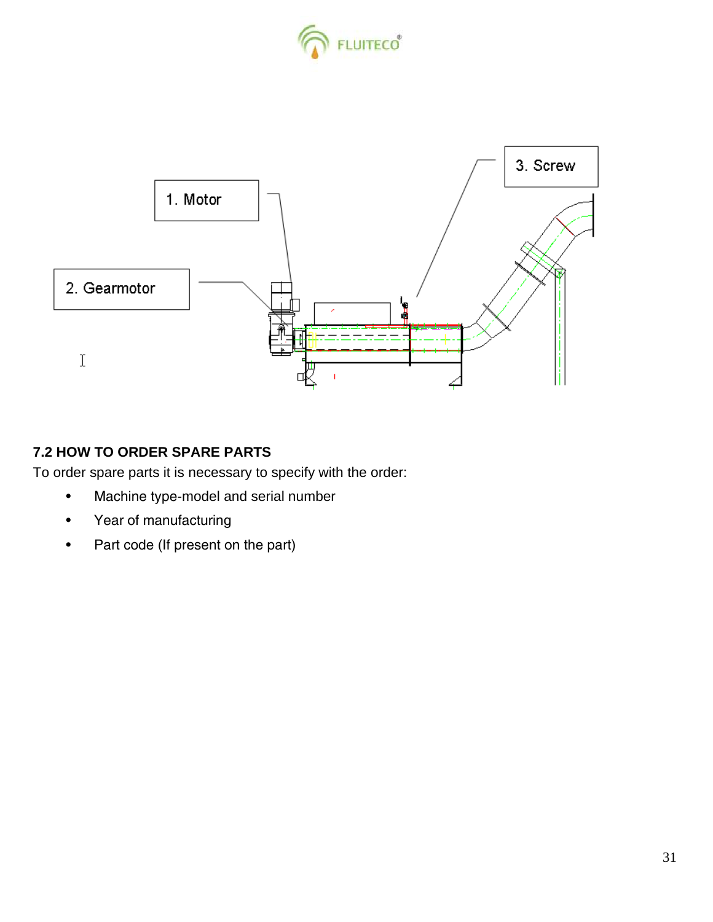1. Motor

2. Gearmotor

3. Screw

### 7.2 HOW TO ORDER SPARE PARTS

To order spare parts it is necessary to specify with the order:

- Machine type-model and serial number
- Year of manufacturing
- Part code (If present on the part)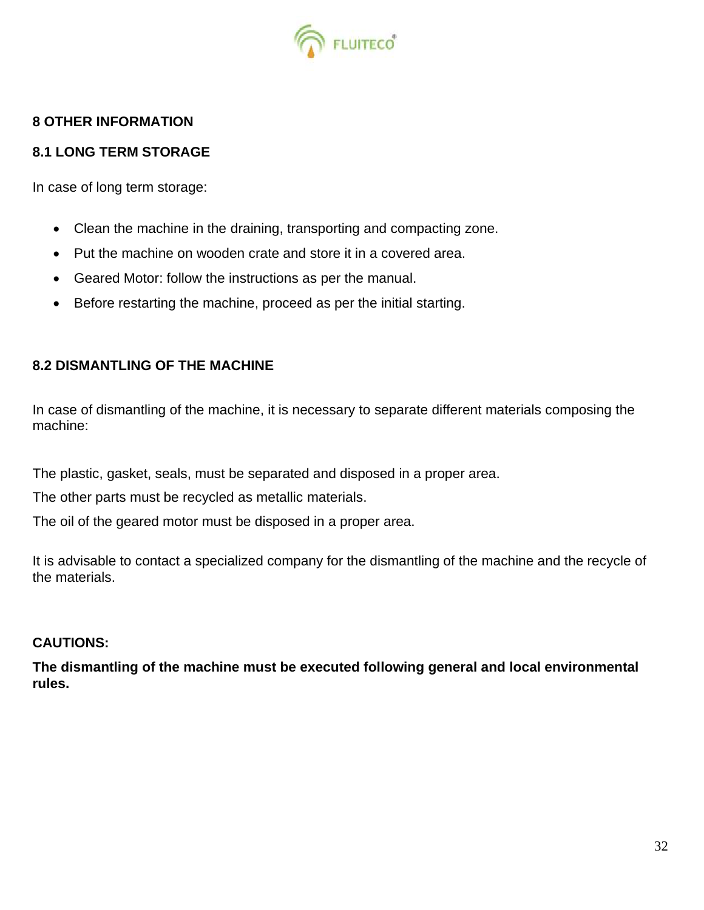## 8 OTHER INFORMATION

### 8.1 LONG TERM STORAGE

In case of long term storage:

- Clean the machine in the draining, transporting and compacting zone.
- Put the machine on wooden crate and store it in a covered area.
- Geared Motor: follow the instructions as per the manual.
- Before restarting the machine, proceed as per the initial starting.

### 8.2 DISMANTLING OF THE MACHINE

In case of dismantling of the machine, it is necessary to separate different materials composing the machine:

The plastic, gasket, seals, must be separated and disposed in a proper area.

The other parts must be recycled as metallic materials.

The oil of the geared motor must be disposed in a proper area.

It is advisable to contact a specialized company for the dismantling of the machine and the recycle of the materials.

**CAUTIONS:**

**The dismantling of the machine must be executed following general and local environmental rules.**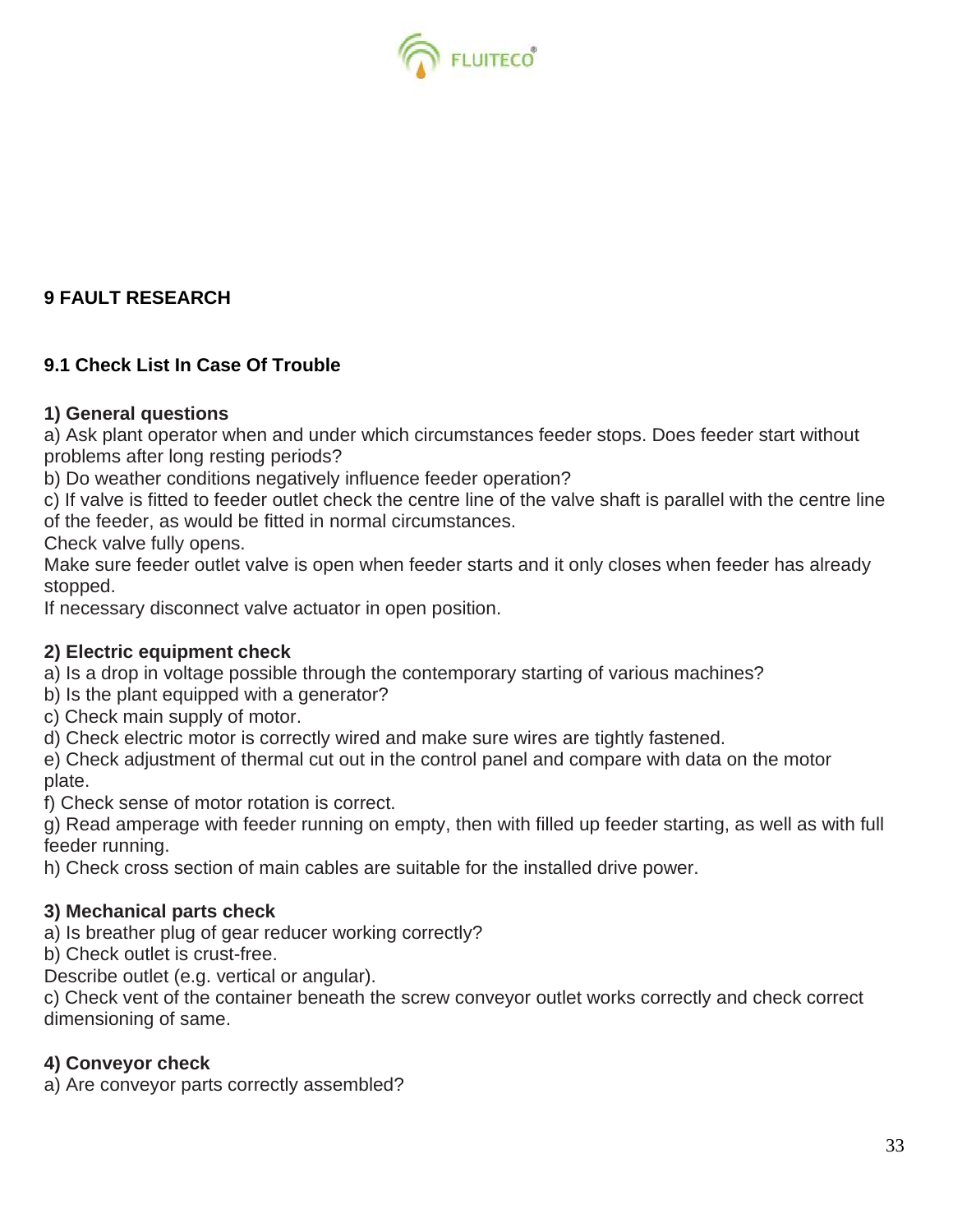# 9 FAULT RESEARCH

## 9.1 Check List In Case Of Trouble

**1) General questions**

a) Ask plant operator when and under which circumstances feeder stops. Does feeder start without problems after long resting periods?

b) Do weather conditions negatively influence feeder operation?

c) If valve is fitted to feeder outlet check the centre line of the valve shaft is parallel with the centre line of the feeder, as would be fitted in normal circumstances.

Check valve fully opens.

Make sure feeder outlet valve is open when feeder starts and it only closes when feeder has already stopped.

If necessary disconnect valve actuator in open position.

**2) Electric equipment check**

a) Is a drop in voltage possible through the contemporary starting of various machines?

b) Is the plant equipped with a generator?

c) Check main supply of motor.

d) Check electric motor is correctly wired and make sure wires are tightly fastened.

e) Check adjustment of thermal cut out in the control panel and compare with data on the motor plate.

f) Check sense of motor rotation is correct.

g) Read amperage with feeder running on empty, then with filled up feeder starting, as well as with full feeder running.

h) Check cross section of main cables are suitable for the installed drive power.

**3) Mechanical parts check**

a) Is breather plug of gear reducer working correctly?

b) Check outlet is crust-free.

Describe outlet (e.g. vertical or angular).

c) Check vent of the container beneath the screw conveyor outlet works correctly and check correct dimensioning of same.

**4) Conveyor check**

a) Are conveyor parts correctly assembled?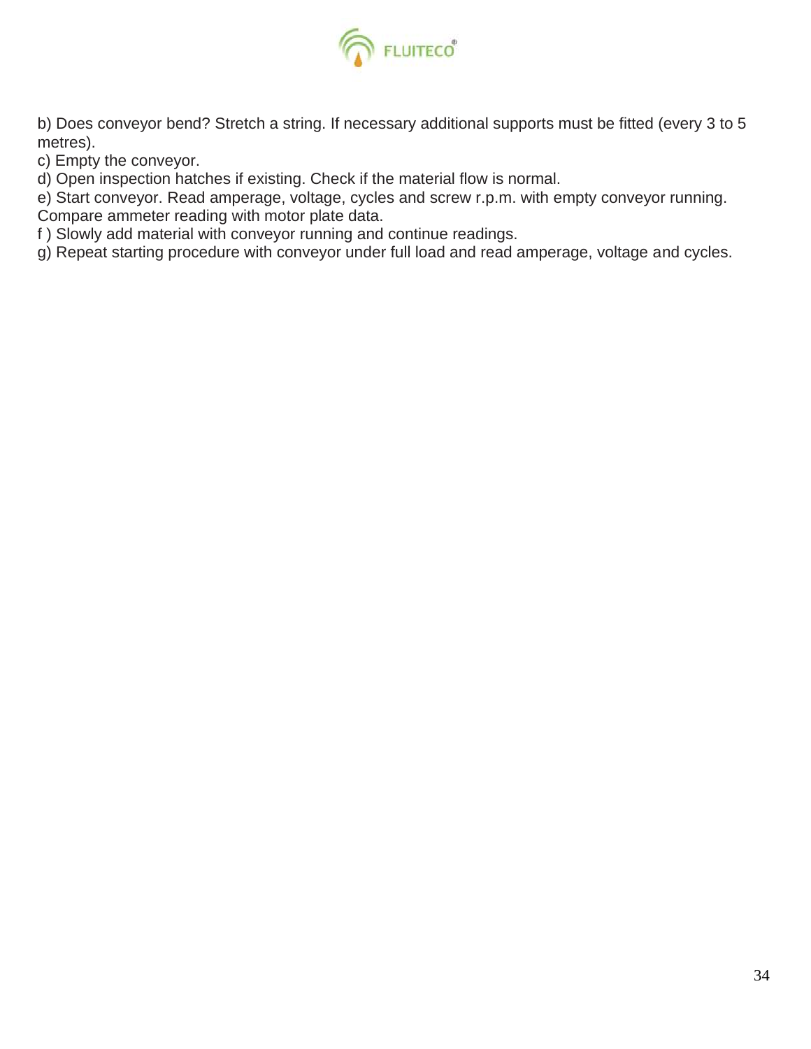b) Does conveyor bend? Stretch a string. If necessary additional supports must be fitted (every 3 to 5 metres).

c) Empty the conveyor.

d) Open inspection hatches if existing. Check if the material flow is normal.

e) Start conveyor. Read amperage, voltage, cycles and screw r.p.m. with empty conveyor running. Compare ammeter reading with motor plate data.

f ) Slowly add material with conveyor running and continue readings.

g) Repeat starting procedure with conveyor under full load and read amperage, voltage and cycles.